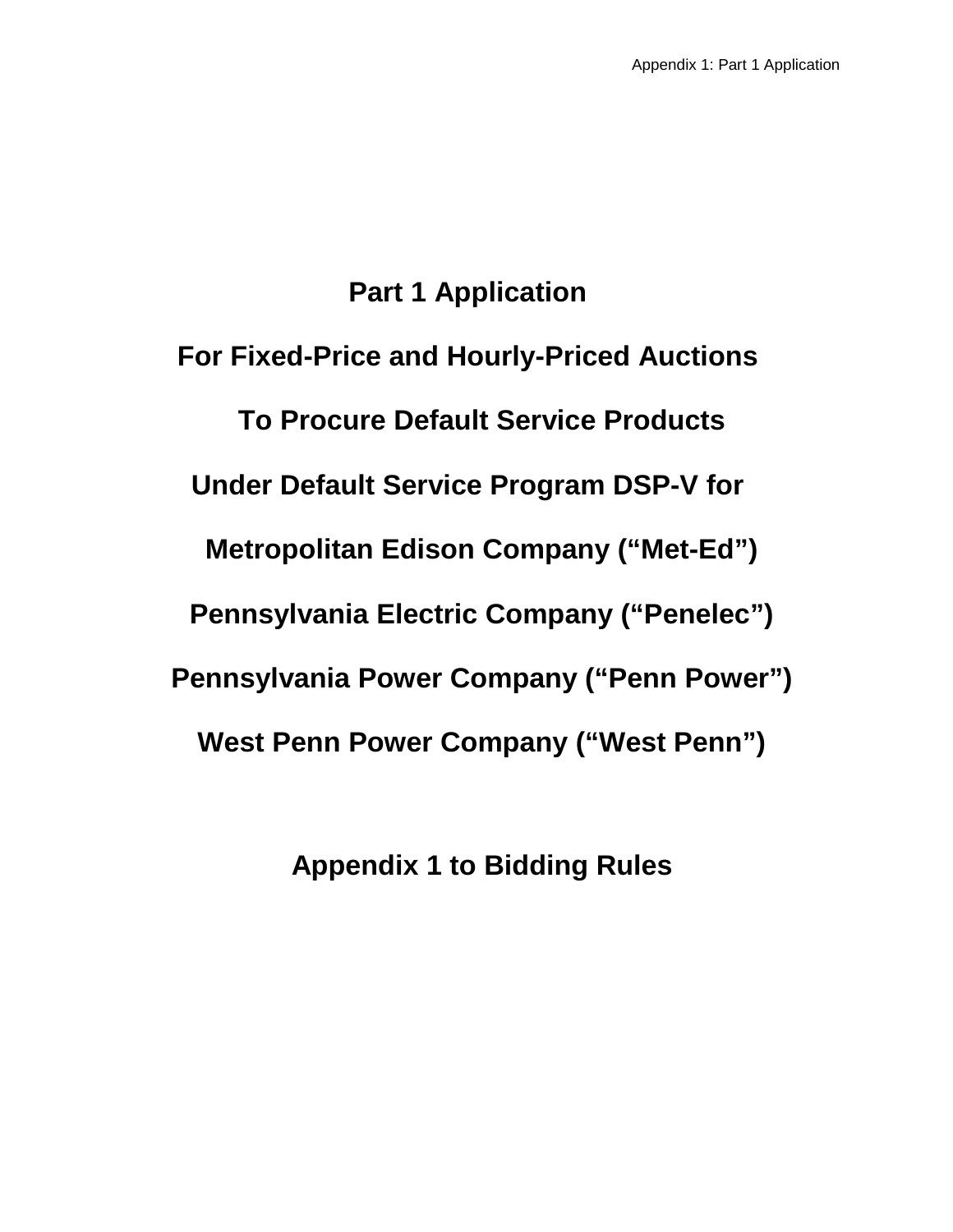# Part 1 Application

## For Fixed-Price and Hourly-Priced Auctions

## To Procure Default Service Products

## Under Default Service Program DSP-V for

## Metropolitan Edison Company (“Met-Ed”)

## Pennsylvania Electric Company (“Penelec”)

## Pennsylvania Power Company (“Penn Power”)

## West Penn Power Company (“West Penn”)

## Appendix 1 to Bidding Rules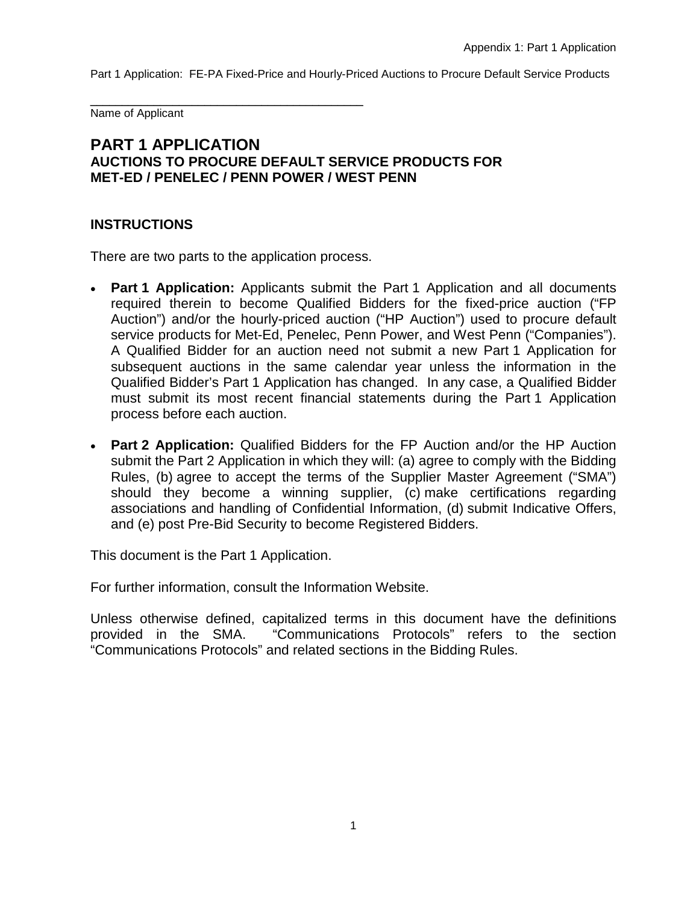\_\_\_\_\_\_\_\_\_\_\_\_\_\_\_\_\_\_\_\_\_\_\_\_\_\_\_\_\_\_\_\_\_\_\_\_\_\_\_\_

Name of Applicant

# PART 1 APPLICATION

## AUCTIONS TO PROCURE DEFAULT SERVICE PRODUCTS FOR MET-ED / PENELEC / PENN POWER / WEST PENN

### INSTRUCTIONS

There are two parts to the application process.

- **Part 1 Application:** Applicants submit the Part 1 Application and all documents required therein to become Qualified Bidders for the fixed-price auction ("FP Auction") and/or the hourly-priced auction ("HP Auction") used to procure default service products for Met-Ed, Penelec, Penn Power, and West Penn ("Companies"). A Qualified Bidder for an auction need not submit a new Part 1 Application for subsequent auctions in the same calendar year unless the information in the Qualified Bidder's Part 1 Application has changed. In any case, a Qualified Bidder must submit its most recent financial statements during the Part 1 Application process before each auction.
- **Part 2 Application:** Qualified Bidders for the FP Auction and/or the HP Auction submit the Part 2 Application in which they will: (a) agree to comply with the Bidding Rules, (b) agree to accept the terms of the Supplier Master Agreement ("SMA") should they become a winning supplier, (c) make certifications regarding associations and handling of Confidential Information, (d) submit Indicative Offers, and (e) post Pre-Bid Security to become Registered Bidders.

This document is the Part 1 Application.

For further information, consult the Information Website.

Unless otherwise defined, capitalized terms in this document have the definitions provided in the SMA. "Communications Protocols" refers to the section "Communications Protocols" and related sections in the Bidding Rules.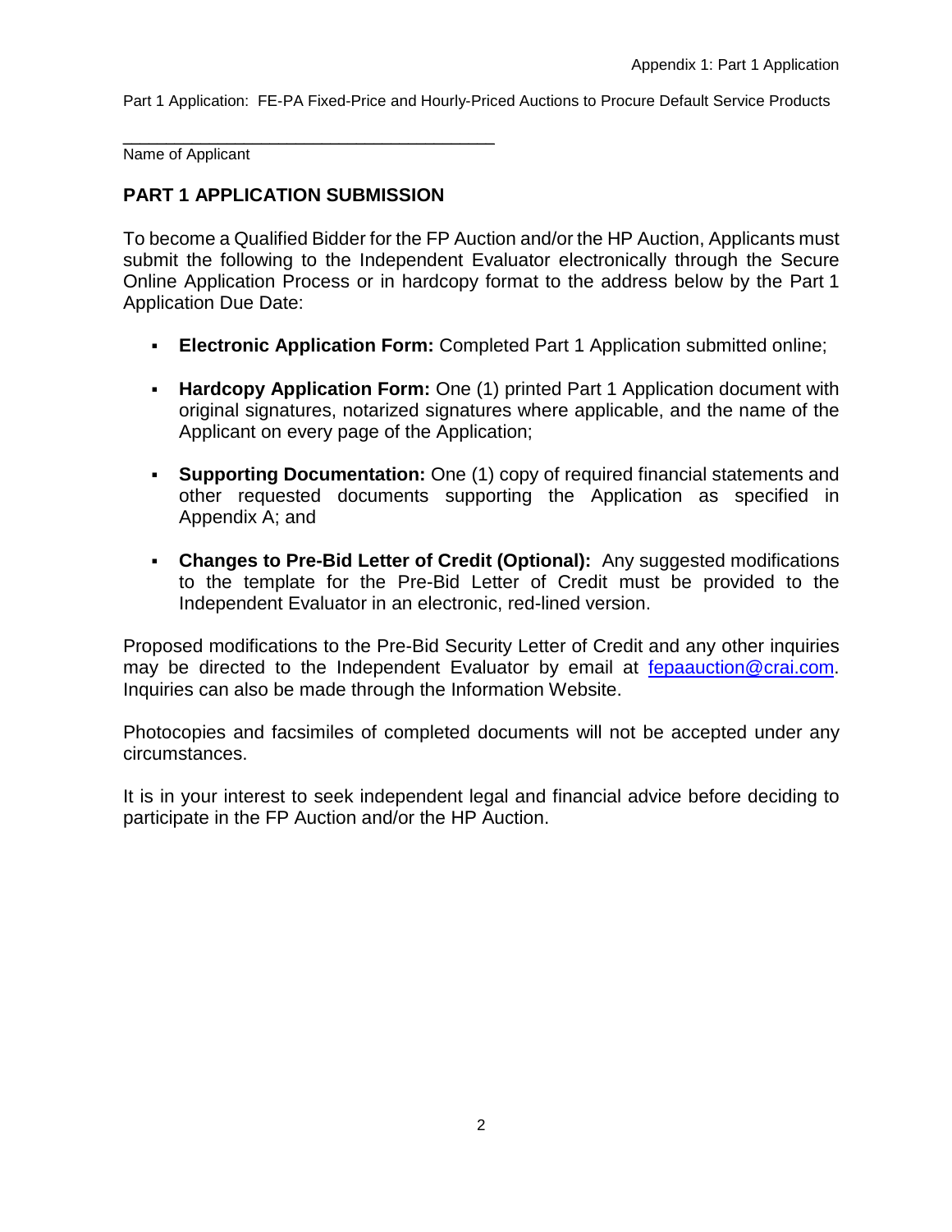\_\_\_\_\_\_\_\_\_\_\_\_\_\_\_\_\_\_\_\_\_\_\_\_\_\_\_\_\_\_\_\_\_\_\_\_\_\_\_\_
Name of Applicant

## PART 1 APPLICATION SUBMISSION

To become a Qualified Bidder for the FP Auction and/or the HP Auction, Applicants must submit the following to the Independent Evaluator electronically through the Secure Online Application Process or in hardcopy format to the address below by the Part 1 Application Due Date:

- **Electronic Application Form:** Completed Part 1 Application submitted online;
- **Hardcopy Application Form:** One (1) printed Part 1 Application document with original signatures, notarized signatures where applicable, and the name of the Applicant on every page of the Application;
- **Supporting Documentation:** One (1) copy of required financial statements and other requested documents supporting the Application as specified in Appendix A; and
- **Changes to Pre-Bid Letter of Credit (Optional):** Any suggested modifications to the template for the Pre-Bid Letter of Credit must be provided to the Independent Evaluator in an electronic, red-lined version.

Proposed modifications to the Pre-Bid Security Letter of Credit and any other inquiries may be directed to the Independent Evaluator by email at fepaauction@crai.com. Inquiries can also be made through the Information Website.

Photocopies and facsimiles of completed documents will not be accepted under any circumstances.

It is in your interest to seek independent legal and financial advice before deciding to participate in the FP Auction and/or the HP Auction.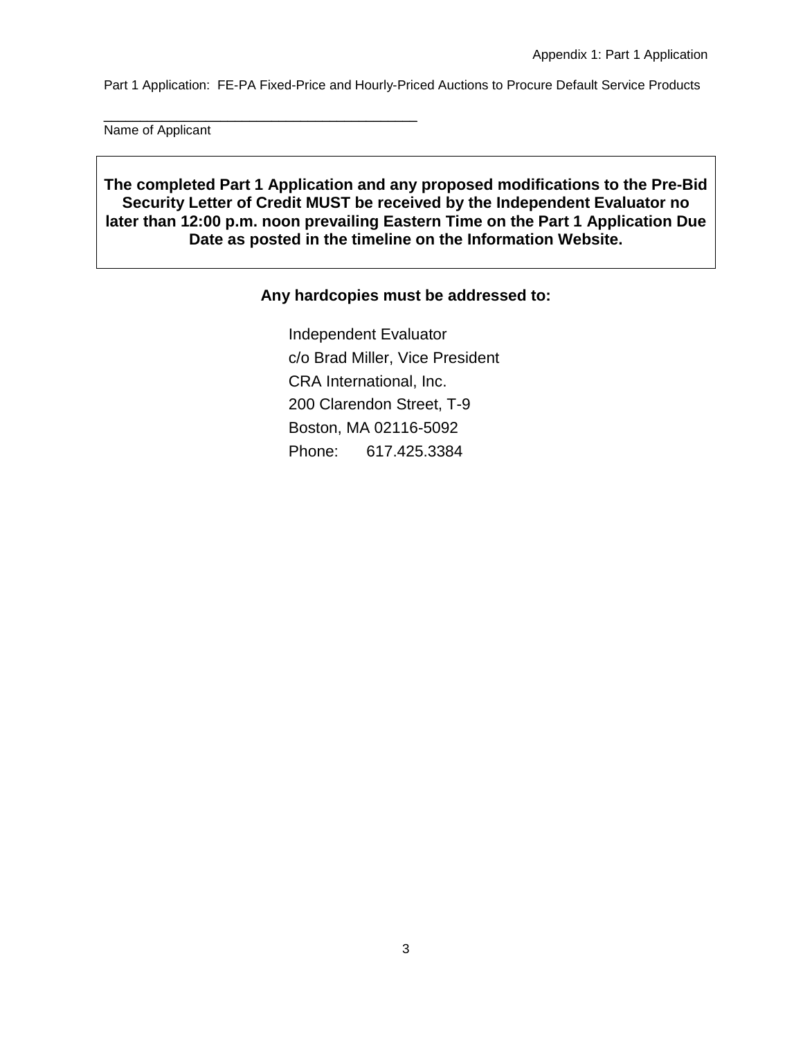Part 1 Application: FE-PA Fixed-Price and Hourly-Priced Auctions to Procure Default Service Products

\_\_\_\_\_\_\_\_\_\_\_\_\_\_\_\_\_\_\_\_\_\_\_\_\_\_\_\_\_\_\_\_\_\_\_\_\_\_\_\_\_\_

Name of Applicant

**The completed Part 1 Application and any proposed modifications to the Pre-Bid Security Letter of Credit MUST be received by the Independent Evaluator no later than 12:00 p.m. noon prevailing Eastern Time on the Part 1 Application Due Date as posted in the timeline on the Information Website.**

**Any hardcopies must be addressed to:**

Independent Evaluator
c/o Brad Miller, Vice President
CRA International, Inc.
200 Clarendon Street, T-9
Boston, MA 02116-5092
Phone: 617.425.3384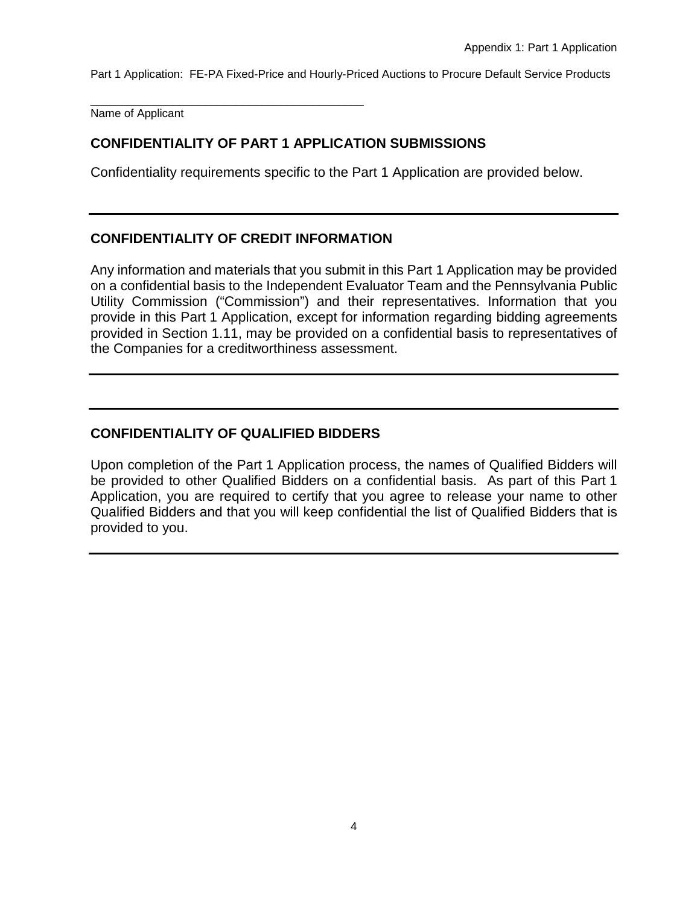\_\_\_\_\_\_\_\_\_\_\_\_\_\_\_\_\_\_\_\_\_\_\_\_\_\_\_\_\_\_\_\_\_\_\_\_\_\_\_\_

Name of Applicant

## CONFIDENTIALITY OF PART 1 APPLICATION SUBMISSIONS

Confidentiality requirements specific to the Part 1 Application are provided below.

---

## CONFIDENTIALITY OF CREDIT INFORMATION

Any information and materials that you submit in this Part 1 Application may be provided on a confidential basis to the Independent Evaluator Team and the Pennsylvania Public Utility Commission ("Commission") and their representatives. Information that you provide in this Part 1 Application, except for information regarding bidding agreements provided in Section 1.11, may be provided on a confidential basis to representatives of the Companies for a creditworthiness assessment.

---

---

## CONFIDENTIALITY OF QUALIFIED BIDDERS

Upon completion of the Part 1 Application process, the names of Qualified Bidders will be provided to other Qualified Bidders on a confidential basis. As part of this Part 1 Application, you are required to certify that you agree to release your name to other Qualified Bidders and that you will keep confidential the list of Qualified Bidders that is provided to you.

---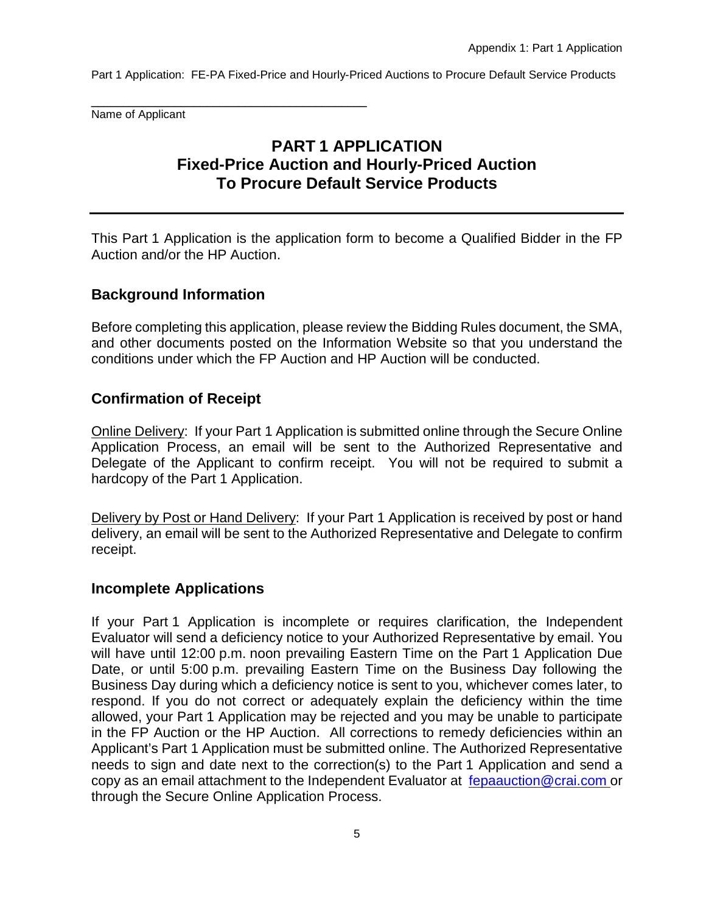_______________________________________
Name of Applicant

# PART 1 APPLICATION
# Fixed-Price Auction and Hourly-Priced Auction
# To Procure Default Service Products

---

This Part 1 Application is the application form to become a Qualified Bidder in the FP Auction and/or the HP Auction.

## Background Information

Before completing this application, please review the Bidding Rules document, the SMA, and other documents posted on the Information Website so that you understand the conditions under which the FP Auction and HP Auction will be conducted.

## Confirmation of Receipt

Online Delivery: If your Part 1 Application is submitted online through the Secure Online Application Process, an email will be sent to the Authorized Representative and Delegate of the Applicant to confirm receipt. You will not be required to submit a hardcopy of the Part 1 Application.

Delivery by Post or Hand Delivery: If your Part 1 Application is received by post or hand delivery, an email will be sent to the Authorized Representative and Delegate to confirm receipt.

## Incomplete Applications

If your Part 1 Application is incomplete or requires clarification, the Independent Evaluator will send a deficiency notice to your Authorized Representative by email. You will have until 12:00 p.m. noon prevailing Eastern Time on the Part 1 Application Due Date, or until 5:00 p.m. prevailing Eastern Time on the Business Day following the Business Day during which a deficiency notice is sent to you, whichever comes later, to respond. If you do not correct or adequately explain the deficiency within the time allowed, your Part 1 Application may be rejected and you may be unable to participate in the FP Auction or the HP Auction. All corrections to remedy deficiencies within an Applicant's Part 1 Application must be submitted online. The Authorized Representative needs to sign and date next to the correction(s) to the Part 1 Application and send a copy as an email attachment to the Independent Evaluator at fepaauction@crai.com or through the Secure Online Application Process.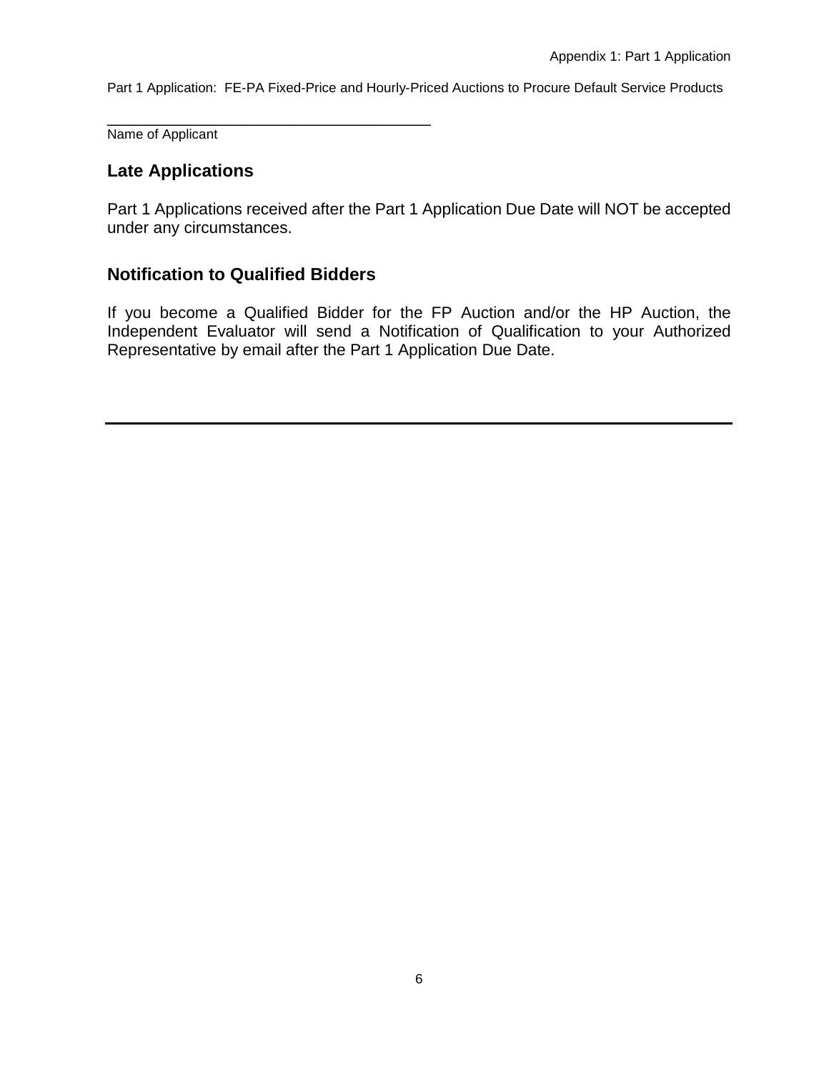_________________________________________
Name of Applicant

## Late Applications

Part 1 Applications received after the Part 1 Application Due Date will NOT be accepted under any circumstances.

## Notification to Qualified Bidders

If you become a Qualified Bidder for the FP Auction and/or the HP Auction, the Independent Evaluator will send a Notification of Qualification to your Authorized Representative by email after the Part 1 Application Due Date.

---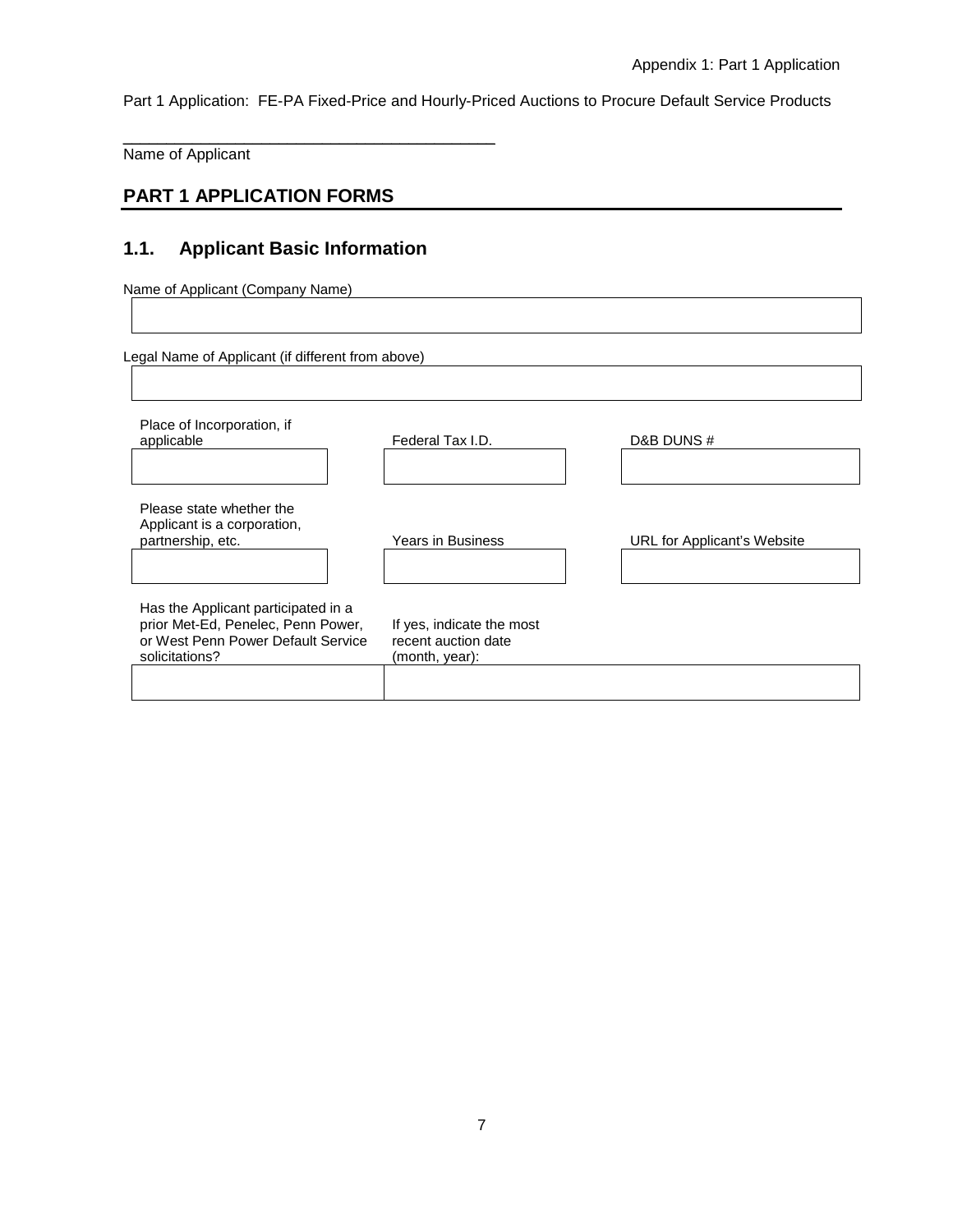Part 1 Application: FE-PA Fixed-Price and Hourly-Priced Auctions to Procure Default Service Products

\_\_\_\_\_\_\_\_\_\_\_\_\_\_\_\_\_\_\_\_\_\_\_\_\_\_\_\_\_\_\_\_\_\_\_\_\_\_\_\_\_\_

Name of Applicant

## PART 1 APPLICATION FORMS

### 1.1. Applicant Basic Information

Name of Applicant (Company Name)

| |
|---|
| |

Legal Name of Applicant (if different from above)

| |
|---|
| |

| Place of Incorporation, if applicable | Federal Tax I.D. | D&B DUNS # |
|---|---|---|
| | | |

| Please state whether the Applicant is a corporation, partnership, etc. | Years in Business | URL for Applicant's Website |
|---|---|---|
| | | |

| Has the Applicant participated in a prior Met-Ed, Penelec, Penn Power, or West Penn Power Default Service solicitations? | If yes, indicate the most recent auction date (month, year): |
|---|---|
| | |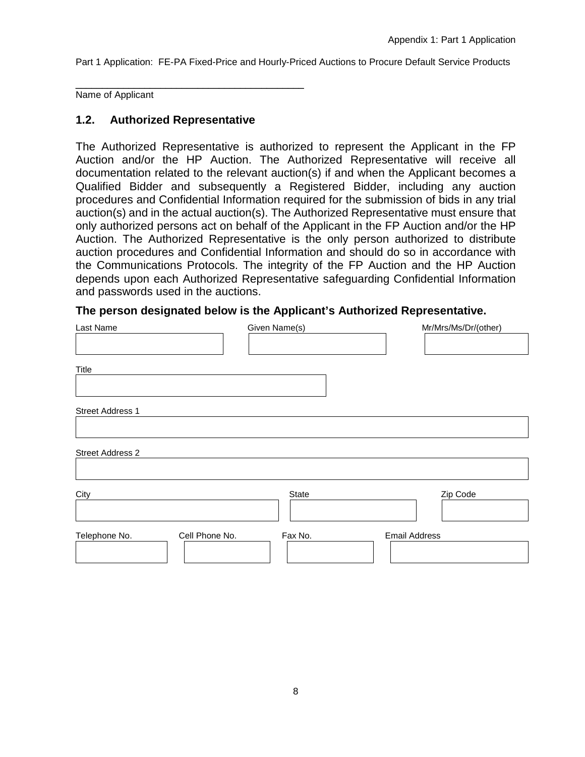Part 1 Application: FE-PA Fixed-Price and Hourly-Priced Auctions to Procure Default Service Products

\_\_\_\_\_\_\_\_\_\_\_\_\_\_\_\_\_\_\_\_\_\_\_\_\_\_\_\_\_\_\_\_\_\_\_\_\_\_\_\_

Name of Applicant

### 1.2. Authorized Representative

The Authorized Representative is authorized to represent the Applicant in the FP Auction and/or the HP Auction. The Authorized Representative will receive all documentation related to the relevant auction(s) if and when the Applicant becomes a Qualified Bidder and subsequently a Registered Bidder, including any auction procedures and Confidential Information required for the submission of bids in any trial auction(s) and in the actual auction(s). The Authorized Representative must ensure that only authorized persons act on behalf of the Applicant in the FP Auction and/or the HP Auction. The Authorized Representative is the only person authorized to distribute auction procedures and Confidential Information and should do so in accordance with the Communications Protocols. The integrity of the FP Auction and the HP Auction depends upon each Authorized Representative safeguarding Confidential Information and passwords used in the auctions.

**The person designated below is the Applicant's Authorized Representative.**

| Last Name | Given Name(s) | Mr/Mrs/Ms/Dr/(other) |
|---|---|---|
| | | |

| Title |
|---|
| |

| Street Address 1 |
|---|
| |

| Street Address 2 |
|---|
| |

| City | State | Zip Code |
|---|---|---|
| | | |

| Telephone No. | Cell Phone No. | Fax No. | Email Address |
|---|---|---|---|
| | | | |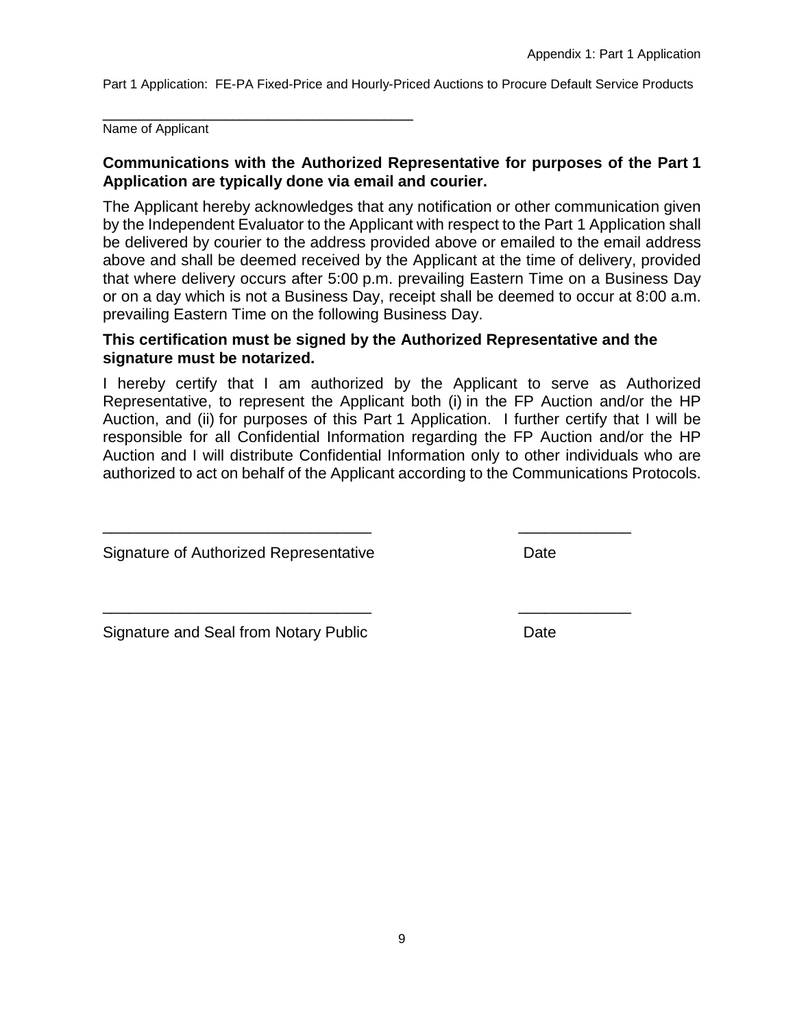Part 1 Application: FE-PA Fixed-Price and Hourly-Priced Auctions to Procure Default Service Products

\_\_\_\_\_\_\_\_\_\_\_\_\_\_\_\_\_\_\_\_\_\_\_\_\_\_\_\_\_\_\_\_\_\_\_\_\_\_\_\_

Name of Applicant

**Communications with the Authorized Representative for purposes of the Part 1 Application are typically done via email and courier.**

The Applicant hereby acknowledges that any notification or other communication given by the Independent Evaluator to the Applicant with respect to the Part 1 Application shall be delivered by courier to the address provided above or emailed to the email address above and shall be deemed received by the Applicant at the time of delivery, provided that where delivery occurs after 5:00 p.m. prevailing Eastern Time on a Business Day or on a day which is not a Business Day, receipt shall be deemed to occur at 8:00 a.m. prevailing Eastern Time on the following Business Day.

**This certification must be signed by the Authorized Representative and the signature must be notarized.**

I hereby certify that I am authorized by the Applicant to serve as Authorized Representative, to represent the Applicant both (i) in the FP Auction and/or the HP Auction, and (ii) for purposes of this Part 1 Application. I further certify that I will be responsible for all Confidential Information regarding the FP Auction and/or the HP Auction and I will distribute Confidential Information only to other individuals who are authorized to act on behalf of the Applicant according to the Communications Protocols.

\_\_\_\_\_\_\_\_\_\_\_\_\_\_\_\_\_\_\_\_\_\_\_\_\_\_\_\_\_\_\_\_ \_\_\_\_\_\_\_\_\_\_\_\_\_

Signature of Authorized Representative Date

\_\_\_\_\_\_\_\_\_\_\_\_\_\_\_\_\_\_\_\_\_\_\_\_\_\_\_\_\_\_\_\_ \_\_\_\_\_\_\_\_\_\_\_\_\_

Signature and Seal from Notary Public Date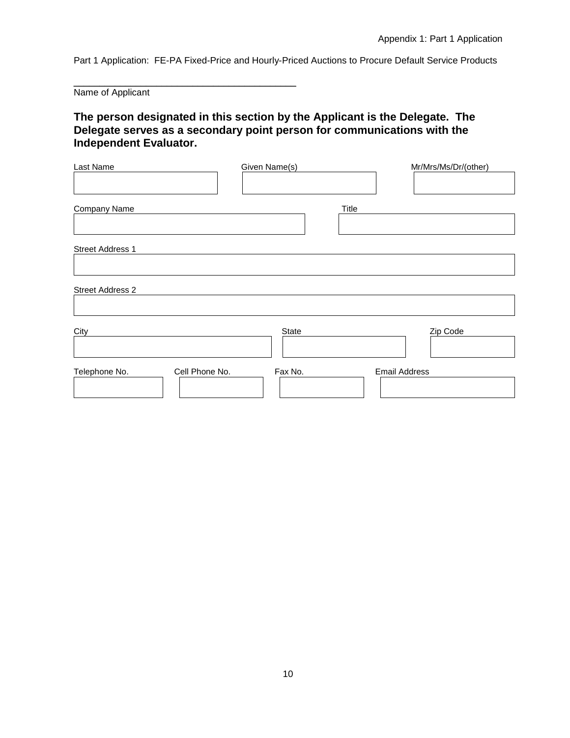Part 1 Application: FE-PA Fixed-Price and Hourly-Priced Auctions to Procure Default Service Products

\_\_\_\_\_\_\_\_\_\_\_\_\_\_\_\_\_\_\_\_\_\_\_\_\_\_\_\_\_\_\_\_\_\_\_\_\_\_\_\_

Name of Applicant

**The person designated in this section by the Applicant is the Delegate. The Delegate serves as a secondary point person for communications with the Independent Evaluator.**

| Last Name | Given Name(s) | Mr/Mrs/Ms/Dr/(other) |
|---|---|---|
| | | |

| Company Name | Title |
|---|---|
| | |

| Street Address 1 |
|---|
| |

| Street Address 2 |
|---|
| |

| City | State | Zip Code |
|---|---|---|
| | | |

| Telephone No. | Cell Phone No. | Fax No. | Email Address |
|---|---|---|---|
| | | | |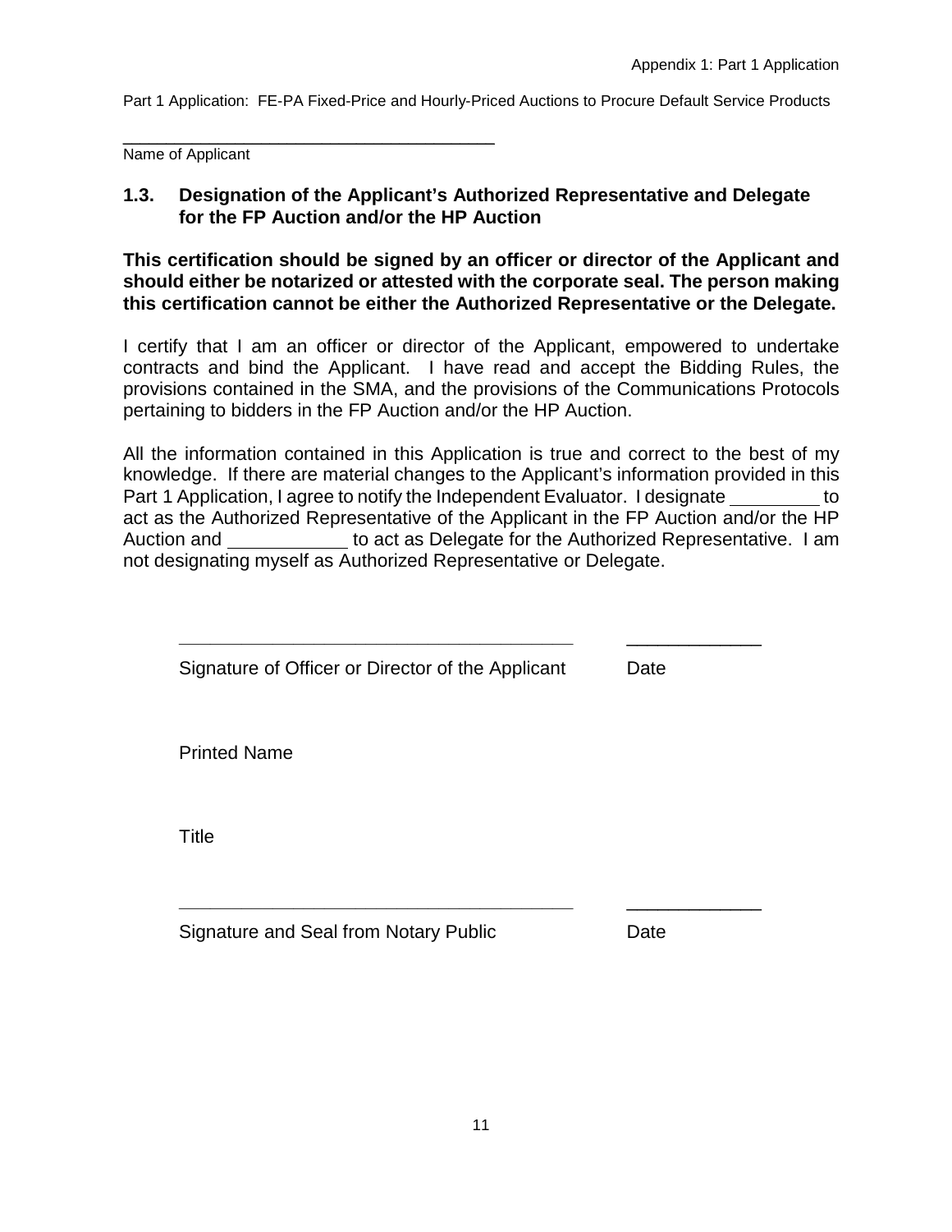Part 1 Application: FE-PA Fixed-Price and Hourly-Priced Auctions to Procure Default Service Products

______________________________________
Name of Applicant

### 1.3. Designation of the Applicant's Authorized Representative and Delegate for the FP Auction and/or the HP Auction

**This certification should be signed by an officer or director of the Applicant and should either be notarized or attested with the corporate seal. The person making this certification cannot be either the Authorized Representative or the Delegate.**

I certify that I am an officer or director of the Applicant, empowered to undertake contracts and bind the Applicant. I have read and accept the Bidding Rules, the provisions contained in the SMA, and the provisions of the Communications Protocols pertaining to bidders in the FP Auction and/or the HP Auction.

All the information contained in this Application is true and correct to the best of my knowledge. If there are material changes to the Applicant's information provided in this Part 1 Application, I agree to notify the Independent Evaluator. I designate ________ to act as the Authorized Representative of the Applicant in the FP Auction and/or the HP Auction and ___________ to act as Delegate for the Authorized Representative. I am not designating myself as Authorized Representative or Delegate.

______________________________________ _____________
Signature of Officer or Director of the Applicant Date

Printed Name

Title

______________________________________ _____________
Signature and Seal from Notary Public Date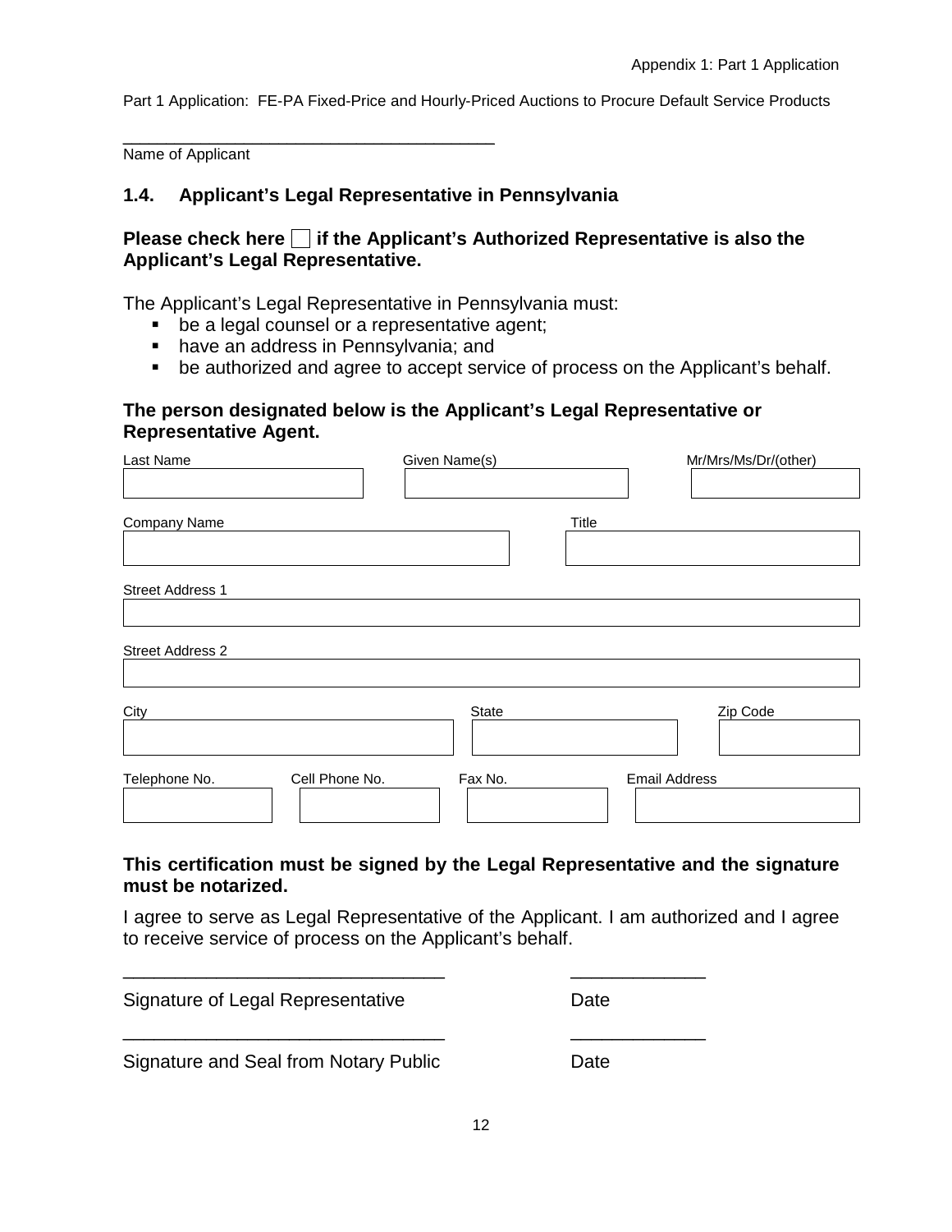Part 1 Application: FE-PA Fixed-Price and Hourly-Priced Auctions to Procure Default Service Products

\_\_\_\_\_\_\_\_\_\_\_\_\_\_\_\_\_\_\_\_\_\_\_\_\_\_\_\_\_\_\_\_\_\_\_\_\_\_

Name of Applicant

### 1.4. Applicant's Legal Representative in Pennsylvania

**Please check here ☐ if the Applicant's Authorized Representative is also the Applicant's Legal Representative.**

The Applicant's Legal Representative in Pennsylvania must:

- be a legal counsel or a representative agent;
- have an address in Pennsylvania; and
- be authorized and agree to accept service of process on the Applicant's behalf.

**The person designated below is the Applicant's Legal Representative or Representative Agent.**

| Last Name | Given Name(s) | Mr/Mrs/Ms/Dr/(other) |
| --- | --- | --- |
| | | |

| Company Name | Title |
| --- | --- |
| | |

| Street Address 1 |
| --- |
| |

| Street Address 2 |
| --- |
| |

| City | State | Zip Code |
| --- | --- | --- |
| | | |

| Telephone No. | Cell Phone No. | Fax No. | Email Address |
| --- | --- | --- | --- |
| | | | |

**This certification must be signed by the Legal Representative and the signature must be notarized.**

I agree to serve as Legal Representative of the Applicant. I am authorized and I agree to receive service of process on the Applicant's behalf.

\_\_\_\_\_\_\_\_\_\_\_\_\_\_\_\_\_\_\_\_\_\_\_\_\_\_\_\_\_\_\_ \_\_\_\_\_\_\_\_\_\_\_\_\_

Signature of Legal Representative Date

\_\_\_\_\_\_\_\_\_\_\_\_\_\_\_\_\_\_\_\_\_\_\_\_\_\_\_\_\_\_\_ \_\_\_\_\_\_\_\_\_\_\_\_\_

Signature and Seal from Notary Public Date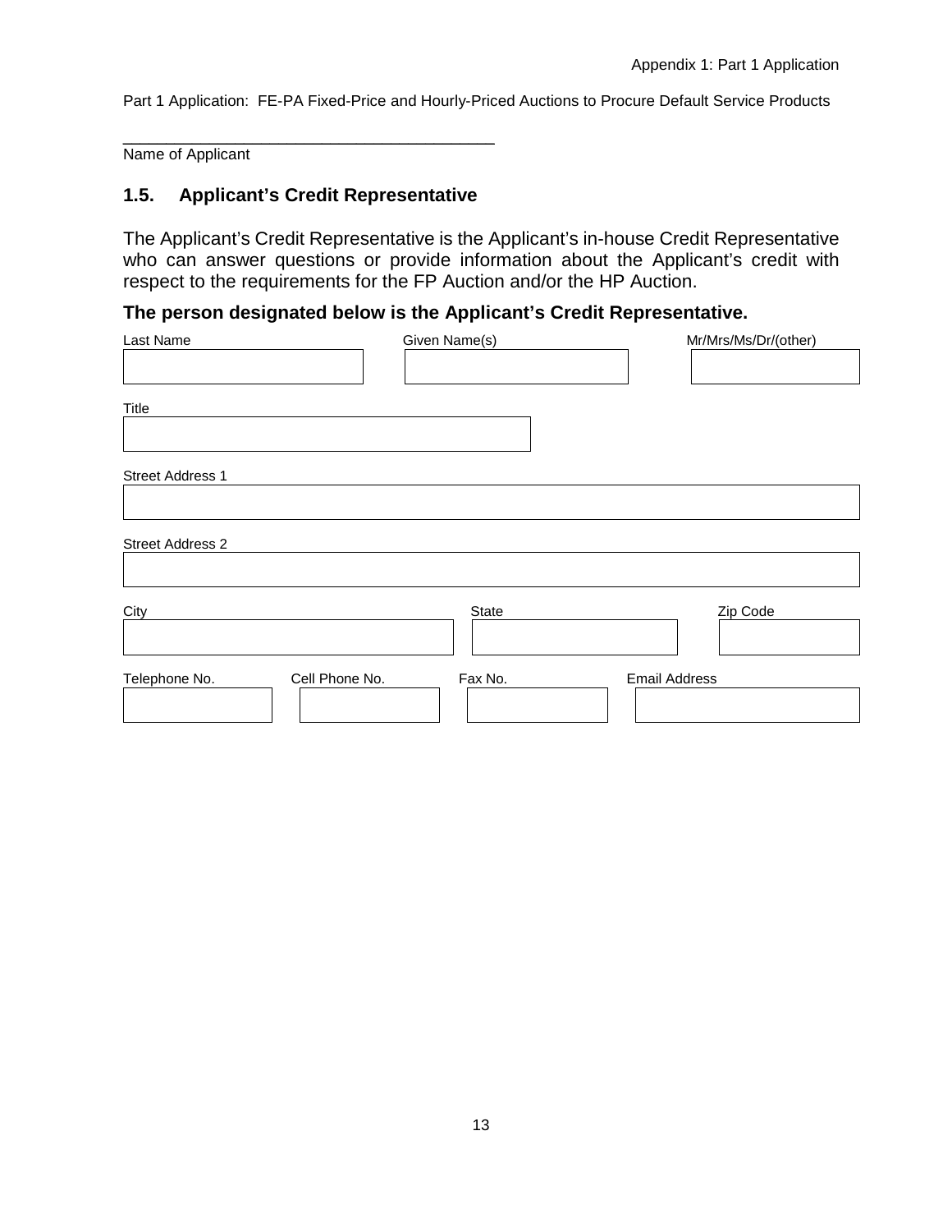Part 1 Application: FE-PA Fixed-Price and Hourly-Priced Auctions to Procure Default Service Products

\_\_\_\_\_\_\_\_\_\_\_\_\_\_\_\_\_\_\_\_\_\_\_\_\_\_\_\_\_\_\_\_\_\_\_\_\_\_\_\_

Name of Applicant

## 1.5. Applicant's Credit Representative

The Applicant's Credit Representative is the Applicant's in-house Credit Representative who can answer questions or provide information about the Applicant's credit with respect to the requirements for the FP Auction and/or the HP Auction.

**The person designated below is the Applicant's Credit Representative.**

| Last Name | Given Name(s) | Mr/Mrs/Ms/Dr/(other) |
|---|---|---|
| | | |

| Title |
|---|
| |

| Street Address 1 |
|---|
| |

| Street Address 2 |
|---|
| |

| City | State | Zip Code |
|---|---|---|
| | | |

| Telephone No. | Cell Phone No. | Fax No. | Email Address |
|---|---|---|---|
| | | | |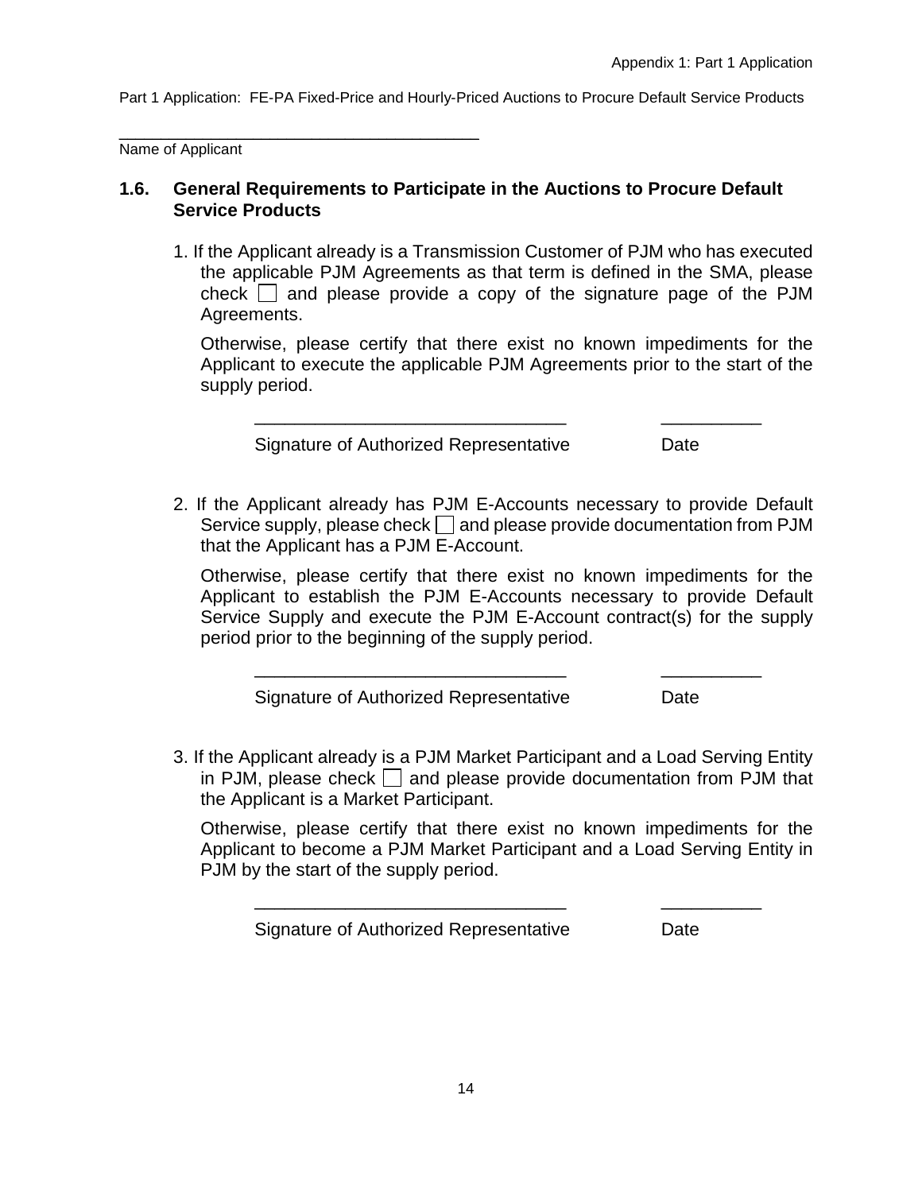Part 1 Application: FE-PA Fixed-Price and Hourly-Priced Auctions to Procure Default Service Products

\_\_\_\_\_\_\_\_\_\_\_\_\_\_\_\_\_\_\_\_\_\_\_\_\_\_\_\_\_\_\_\_\_\_\_\_\_\_\_\_

Name of Applicant

## 1.6. General Requirements to Participate in the Auctions to Procure Default Service Products

1. If the Applicant already is a Transmission Customer of PJM who has executed the applicable PJM Agreements as that term is defined in the SMA, please check ☐ and please provide a copy of the signature page of the PJM Agreements.

   Otherwise, please certify that there exist no known impediments for the Applicant to execute the applicable PJM Agreements prior to the start of the supply period.

   \_\_\_\_\_\_\_\_\_\_\_\_\_\_\_\_\_\_\_\_\_\_\_\_\_\_\_\_\_\_\_\_ \_\_\_\_\_\_\_\_\_\_

   Signature of Authorized Representative Date

2. If the Applicant already has PJM E-Accounts necessary to provide Default Service supply, please check ☐ and please provide documentation from PJM that the Applicant has a PJM E-Account.

   Otherwise, please certify that there exist no known impediments for the Applicant to establish the PJM E-Accounts necessary to provide Default Service Supply and execute the PJM E-Account contract(s) for the supply period prior to the beginning of the supply period.

   \_\_\_\_\_\_\_\_\_\_\_\_\_\_\_\_\_\_\_\_\_\_\_\_\_\_\_\_\_\_\_\_ \_\_\_\_\_\_\_\_\_\_

   Signature of Authorized Representative Date

3. If the Applicant already is a PJM Market Participant and a Load Serving Entity in PJM, please check ☐ and please provide documentation from PJM that the Applicant is a Market Participant.

   Otherwise, please certify that there exist no known impediments for the Applicant to become a PJM Market Participant and a Load Serving Entity in PJM by the start of the supply period.

   \_\_\_\_\_\_\_\_\_\_\_\_\_\_\_\_\_\_\_\_\_\_\_\_\_\_\_\_\_\_\_\_ \_\_\_\_\_\_\_\_\_\_

   Signature of Authorized Representative Date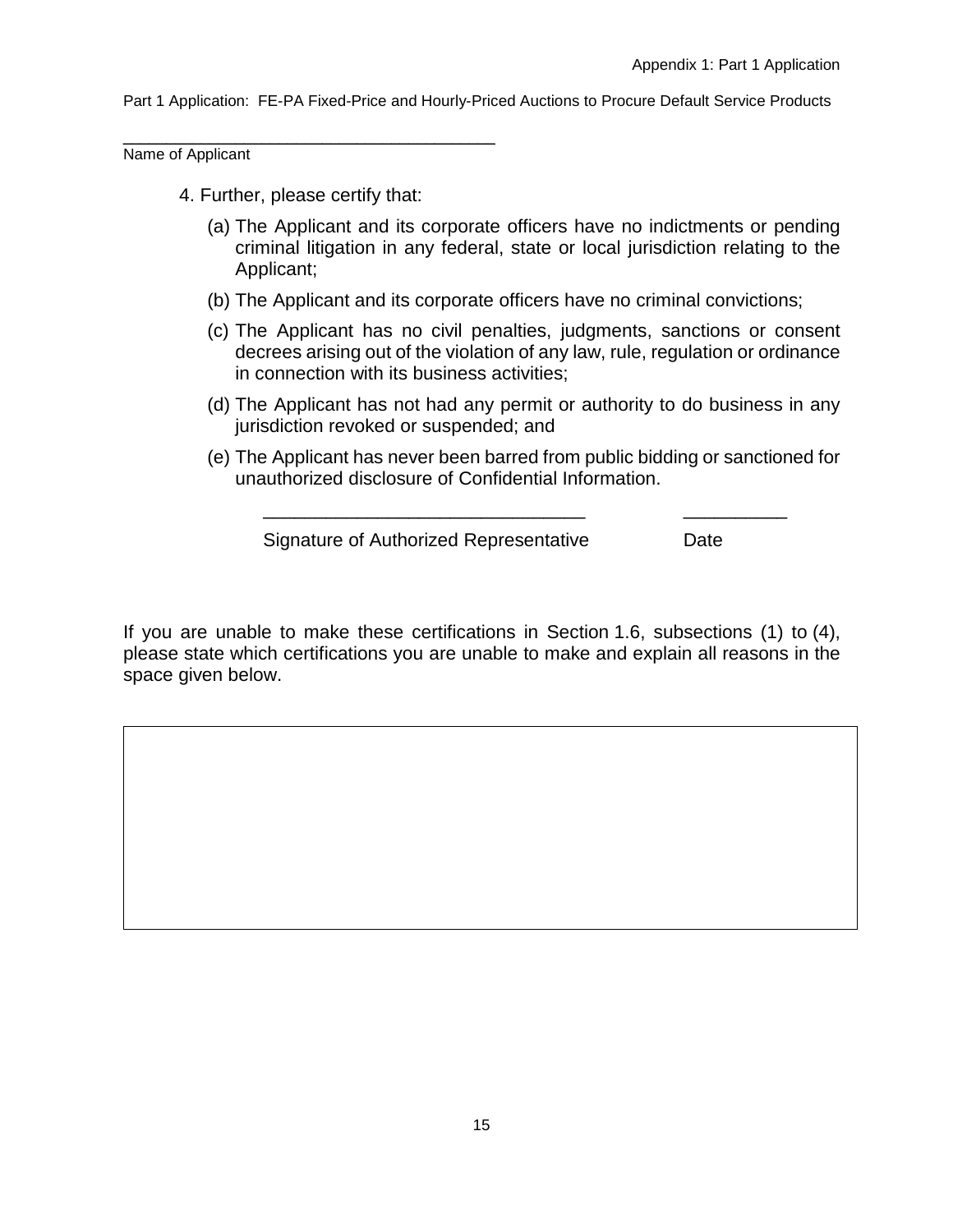Part 1 Application: FE-PA Fixed-Price and Hourly-Priced Auctions to Procure Default Service Products

\_\_\_\_\_\_\_\_\_\_\_\_\_\_\_\_\_\_\_\_\_\_\_\_\_\_\_\_\_\_\_\_\_\_\_\_\_\_\_\_

Name of Applicant

4. Further, please certify that:

   (a) The Applicant and its corporate officers have no indictments or pending criminal litigation in any federal, state or local jurisdiction relating to the Applicant;

   (b) The Applicant and its corporate officers have no criminal convictions;

   (c) The Applicant has no civil penalties, judgments, sanctions or consent decrees arising out of the violation of any law, rule, regulation or ordinance in connection with its business activities;

   (d) The Applicant has not had any permit or authority to do business in any jurisdiction revoked or suspended; and

   (e) The Applicant has never been barred from public bidding or sanctioned for unauthorized disclosure of Confidential Information.

\_\_\_\_\_\_\_\_\_\_\_\_\_\_\_\_\_\_\_\_\_\_\_\_\_\_\_\_\_\_\_\_\_ \_\_\_\_\_\_\_\_\_\_\_

Signature of Authorized Representative Date

If you are unable to make these certifications in Section 1.6, subsections (1) to (4), please state which certifications you are unable to make and explain all reasons in the space given below.

| |
|---|
| |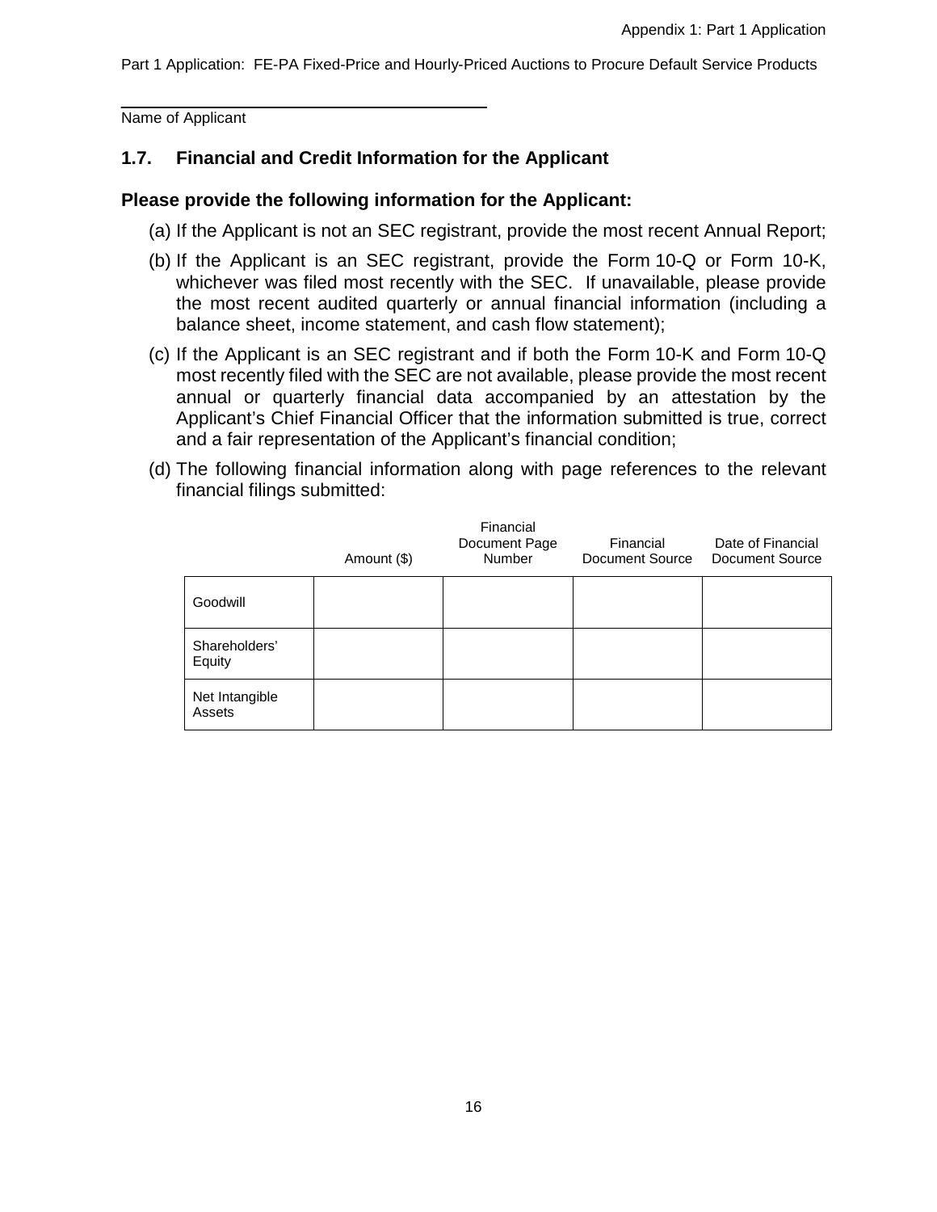Part 1 Application: FE-PA Fixed-Price and Hourly-Priced Auctions to Procure Default Service Products

\_\_\_\_\_\_\_\_\_\_\_\_\_\_\_\_\_\_\_\_\_\_\_\_\_\_\_\_\_\_\_\_\_\_\_\_\_\_\_\_

Name of Applicant

## 1.7. Financial and Credit Information for the Applicant

**Please provide the following information for the Applicant:**

(a) If the Applicant is not an SEC registrant, provide the most recent Annual Report;

(b) If the Applicant is an SEC registrant, provide the Form 10-Q or Form 10-K, whichever was filed most recently with the SEC. If unavailable, please provide the most recent audited quarterly or annual financial information (including a balance sheet, income statement, and cash flow statement);

(c) If the Applicant is an SEC registrant and if both the Form 10-K and Form 10-Q most recently filed with the SEC are not available, please provide the most recent annual or quarterly financial data accompanied by an attestation by the Applicant's Chief Financial Officer that the information submitted is true, correct and a fair representation of the Applicant's financial condition;

(d) The following financial information along with page references to the relevant financial filings submitted:

| | Amount ($) | Financial Document Page Number | Financial Document Source | Date of Financial Document Source |
|---|---|---|---|---|
| Goodwill | | | | |
| Shareholders' Equity | | | | |
| Net Intangible Assets | | | | |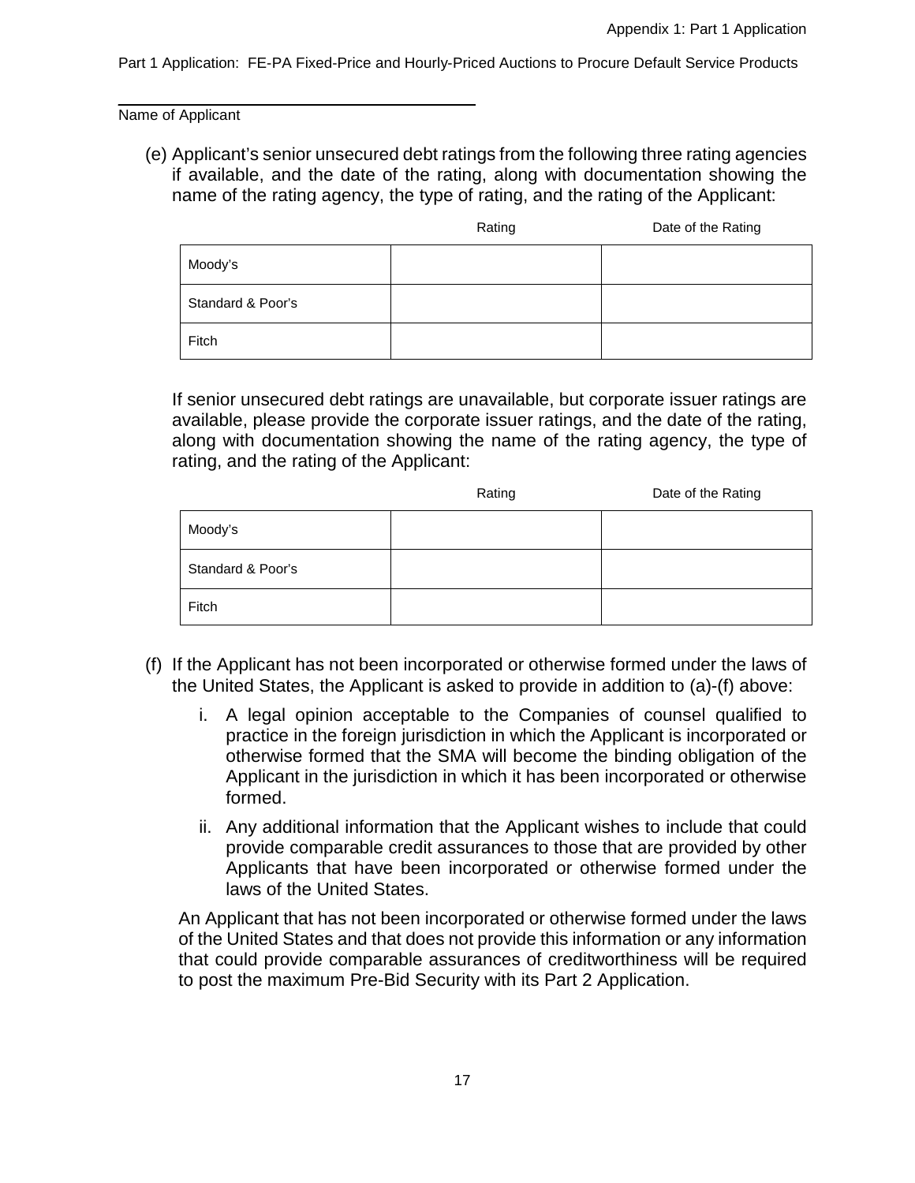Name of Applicant

(e) Applicant's senior unsecured debt ratings from the following three rating agencies if available, and the date of the rating, along with documentation showing the name of the rating agency, the type of rating, and the rating of the Applicant:

| | Rating | Date of the Rating |
|---|---|---|
| Moody's | | |
| Standard & Poor's | | |
| Fitch | | |

If senior unsecured debt ratings are unavailable, but corporate issuer ratings are available, please provide the corporate issuer ratings, and the date of the rating, along with documentation showing the name of the rating agency, the type of rating, and the rating of the Applicant:

| | Rating | Date of the Rating |
|---|---|---|
| Moody's | | |
| Standard & Poor's | | |
| Fitch | | |

(f) If the Applicant has not been incorporated or otherwise formed under the laws of the United States, the Applicant is asked to provide in addition to (a)-(f) above:

i. A legal opinion acceptable to the Companies of counsel qualified to practice in the foreign jurisdiction in which the Applicant is incorporated or otherwise formed that the SMA will become the binding obligation of the Applicant in the jurisdiction in which it has been incorporated or otherwise formed.

ii. Any additional information that the Applicant wishes to include that could provide comparable credit assurances to those that are provided by other Applicants that have been incorporated or otherwise formed under the laws of the United States.

An Applicant that has not been incorporated or otherwise formed under the laws of the United States and that does not provide this information or any information that could provide comparable assurances of creditworthiness will be required to post the maximum Pre-Bid Security with its Part 2 Application.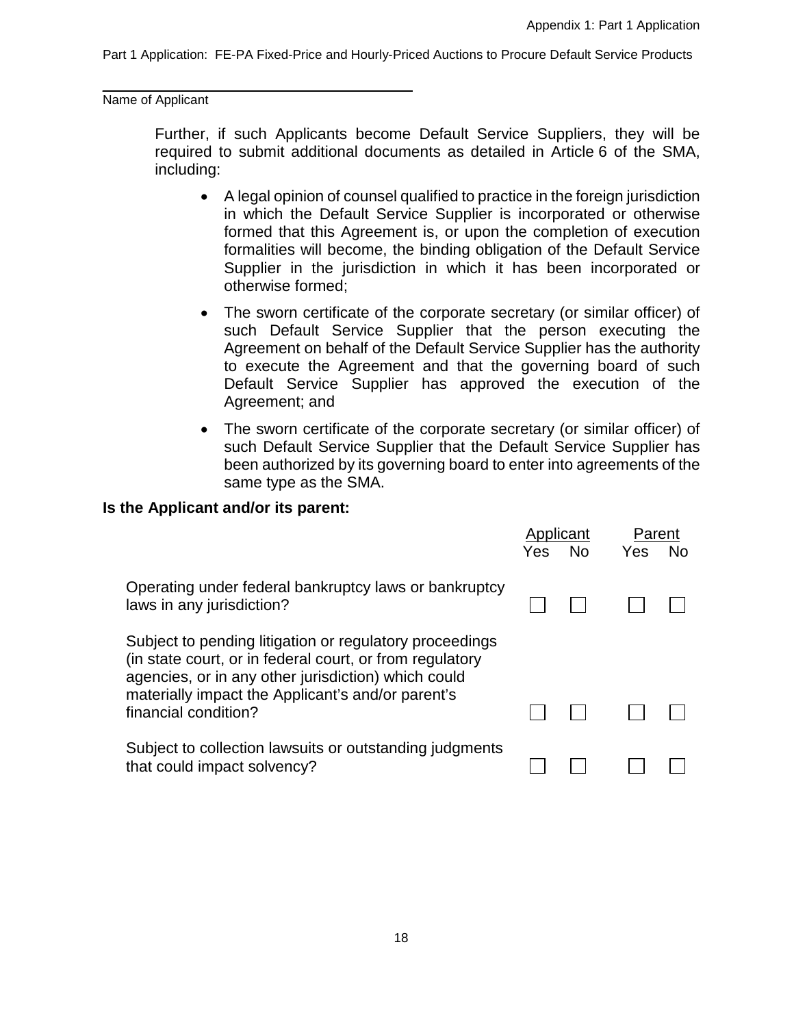Name of Applicant

Further, if such Applicants become Default Service Suppliers, they will be required to submit additional documents as detailed in Article 6 of the SMA, including:

- A legal opinion of counsel qualified to practice in the foreign jurisdiction in which the Default Service Supplier is incorporated or otherwise formed that this Agreement is, or upon the completion of execution formalities will become, the binding obligation of the Default Service Supplier in the jurisdiction in which it has been incorporated or otherwise formed;
- The sworn certificate of the corporate secretary (or similar officer) of such Default Service Supplier that the person executing the Agreement on behalf of the Default Service Supplier has the authority to execute the Agreement and that the governing board of such Default Service Supplier has approved the execution of the Agreement; and
- The sworn certificate of the corporate secretary (or similar officer) of such Default Service Supplier that the Default Service Supplier has been authorized by its governing board to enter into agreements of the same type as the SMA.

**Is the Applicant and/or its parent:**

| | Applicant | | Parent | |
|---|---|---|---|---|
| | Yes | No | Yes | No |
| Operating under federal bankruptcy laws or bankruptcy laws in any jurisdiction? | ☐ | ☐ | ☐ | ☐ |
| Subject to pending litigation or regulatory proceedings (in state court, or in federal court, or from regulatory agencies, or in any other jurisdiction) which could materially impact the Applicant's and/or parent's financial condition? | ☐ | ☐ | ☐ | ☐ |
| Subject to collection lawsuits or outstanding judgments that could impact solvency? | ☐ | ☐ | ☐ | ☐ |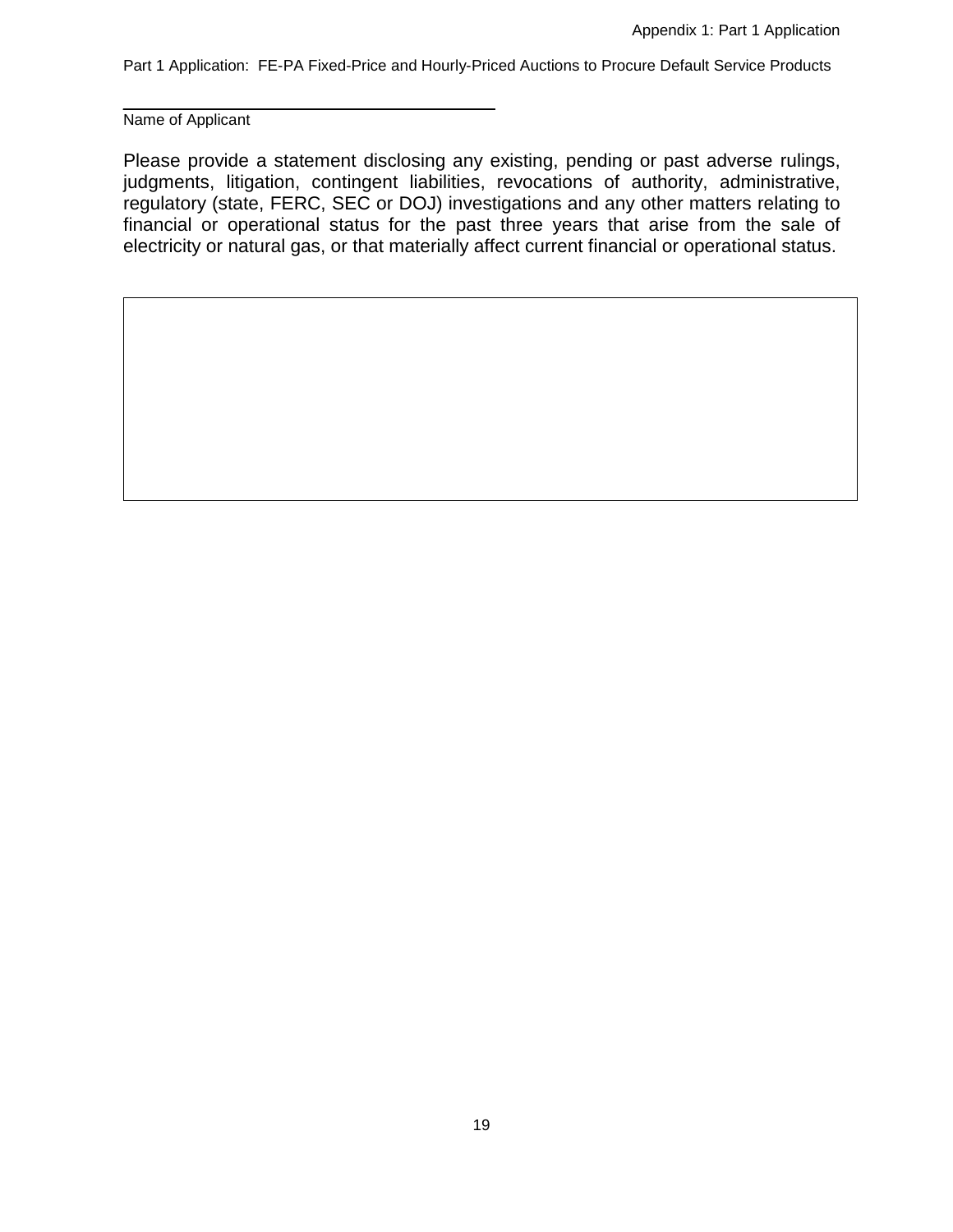Part 1 Application: FE-PA Fixed-Price and Hourly-Priced Auctions to Procure Default Service Products

\_\_\_\_\_\_\_\_\_\_\_\_\_\_\_\_\_\_\_\_\_\_\_\_\_\_\_\_\_\_\_\_\_\_\_\_\_\_\_\_

Name of Applicant

Please provide a statement disclosing any existing, pending or past adverse rulings, judgments, litigation, contingent liabilities, revocations of authority, administrative, regulatory (state, FERC, SEC or DOJ) investigations and any other matters relating to financial or operational status for the past three years that arise from the sale of electricity or natural gas, or that materially affect current financial or operational status.

| |
|---|
| |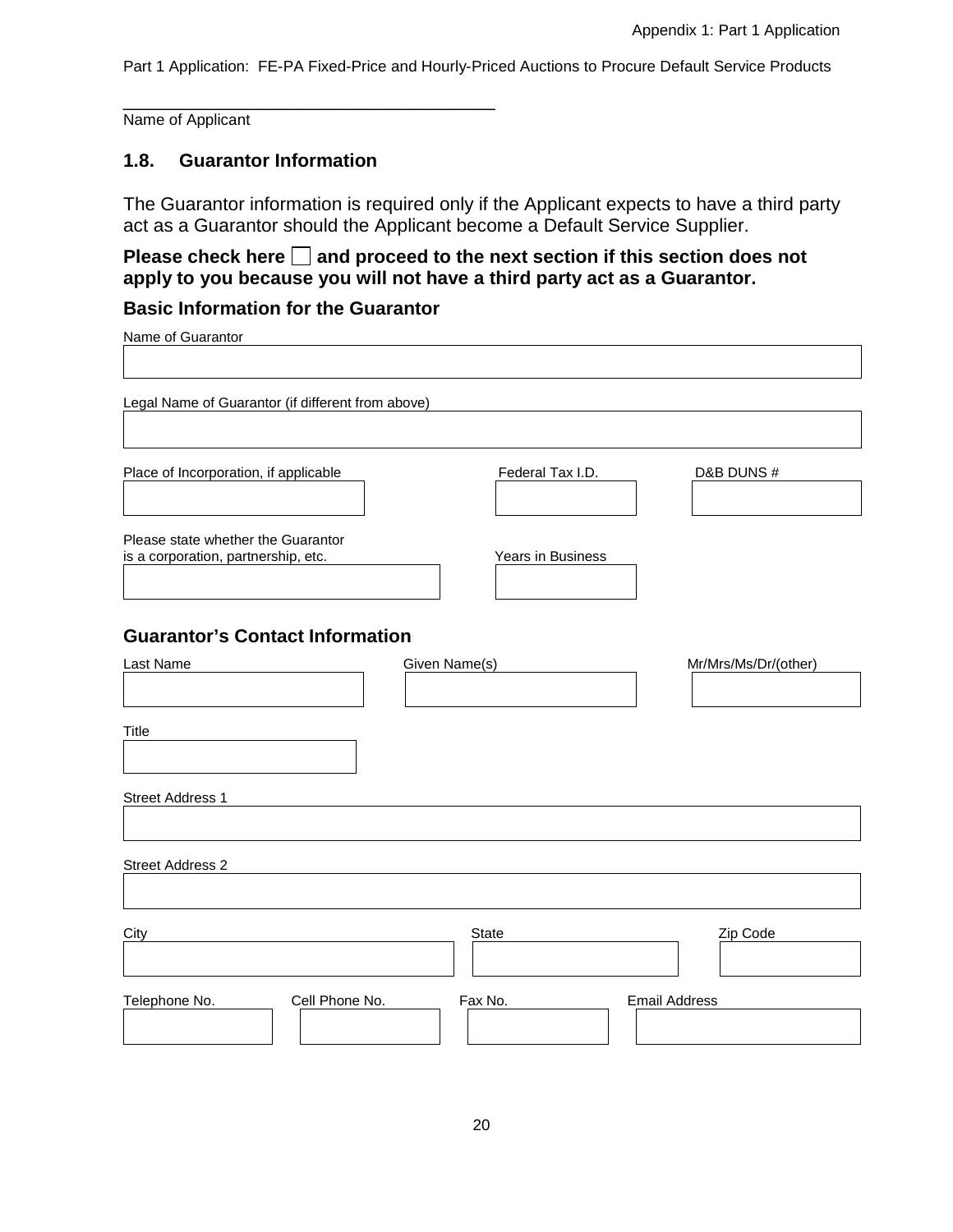Part 1 Application: FE-PA Fixed-Price and Hourly-Priced Auctions to Procure Default Service Products

\_\_\_\_\_\_\_\_\_\_\_\_\_\_\_\_\_\_\_\_\_\_\_\_\_\_\_\_\_\_\_\_\_\_\_\_\_\_\_\_
Name of Applicant

## 1.8. Guarantor Information

The Guarantor information is required only if the Applicant expects to have a third party act as a Guarantor should the Applicant become a Default Service Supplier.

**Please check here ☐ and proceed to the next section if this section does not apply to you because you will not have a third party act as a Guarantor.**

### Basic Information for the Guarantor

Name of Guarantor

Legal Name of Guarantor (if different from above)

| Place of Incorporation, if applicable | Federal Tax I.D. | D&B DUNS # |
|---|---|---|
| | | |

| Please state whether the Guarantor is a corporation, partnership, etc. | Years in Business |
|---|---|
| | |

### Guarantor's Contact Information

| Last Name | Given Name(s) | Mr/Mrs/Ms/Dr/(other) |
|---|---|---|
| | | |

Title

Street Address 1

Street Address 2

| City | State | Zip Code |
|---|---|---|
| | | |

| Telephone No. | Cell Phone No. | Fax No. | Email Address |
|---|---|---|---|
| | | | |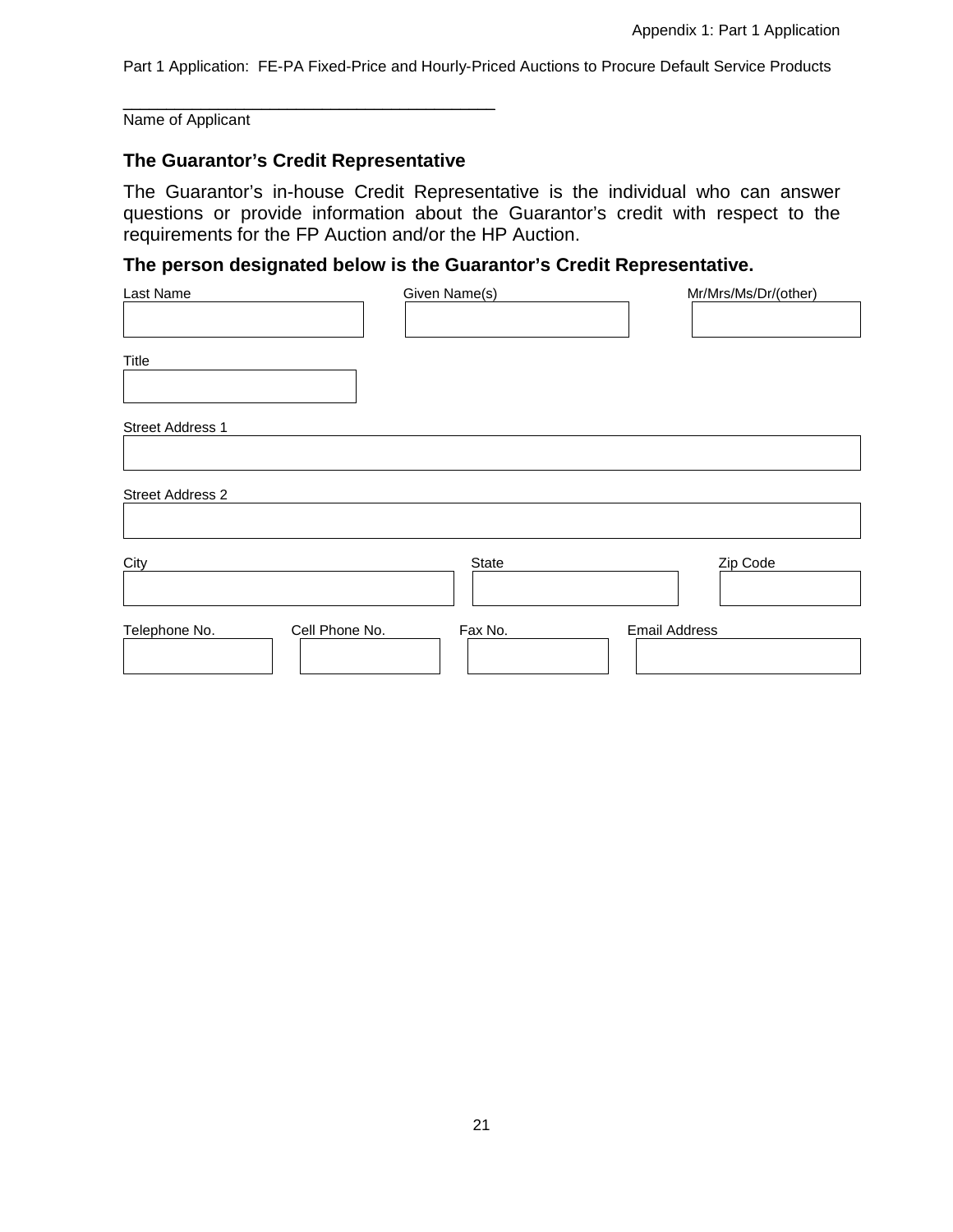Part 1 Application: FE-PA Fixed-Price and Hourly-Priced Auctions to Procure Default Service Products

\_\_\_\_\_\_\_\_\_\_\_\_\_\_\_\_\_\_\_\_\_\_\_\_\_\_\_\_\_\_\_\_\_\_\_\_\_\_\_\_
Name of Applicant

## The Guarantor's Credit Representative

The Guarantor's in-house Credit Representative is the individual who can answer questions or provide information about the Guarantor's credit with respect to the requirements for the FP Auction and/or the HP Auction.

**The person designated below is the Guarantor's Credit Representative.**

| Last Name | Given Name(s) | Mr/Mrs/Ms/Dr/(other) |
|---|---|---|
| | | |

| Title |
|---|
| |

| Street Address 1 |
|---|
| |

| Street Address 2 |
|---|
| |

| City | State | Zip Code |
|---|---|---|
| | | |

| Telephone No. | Cell Phone No. | Fax No. | Email Address |
|---|---|---|---|
| | | | |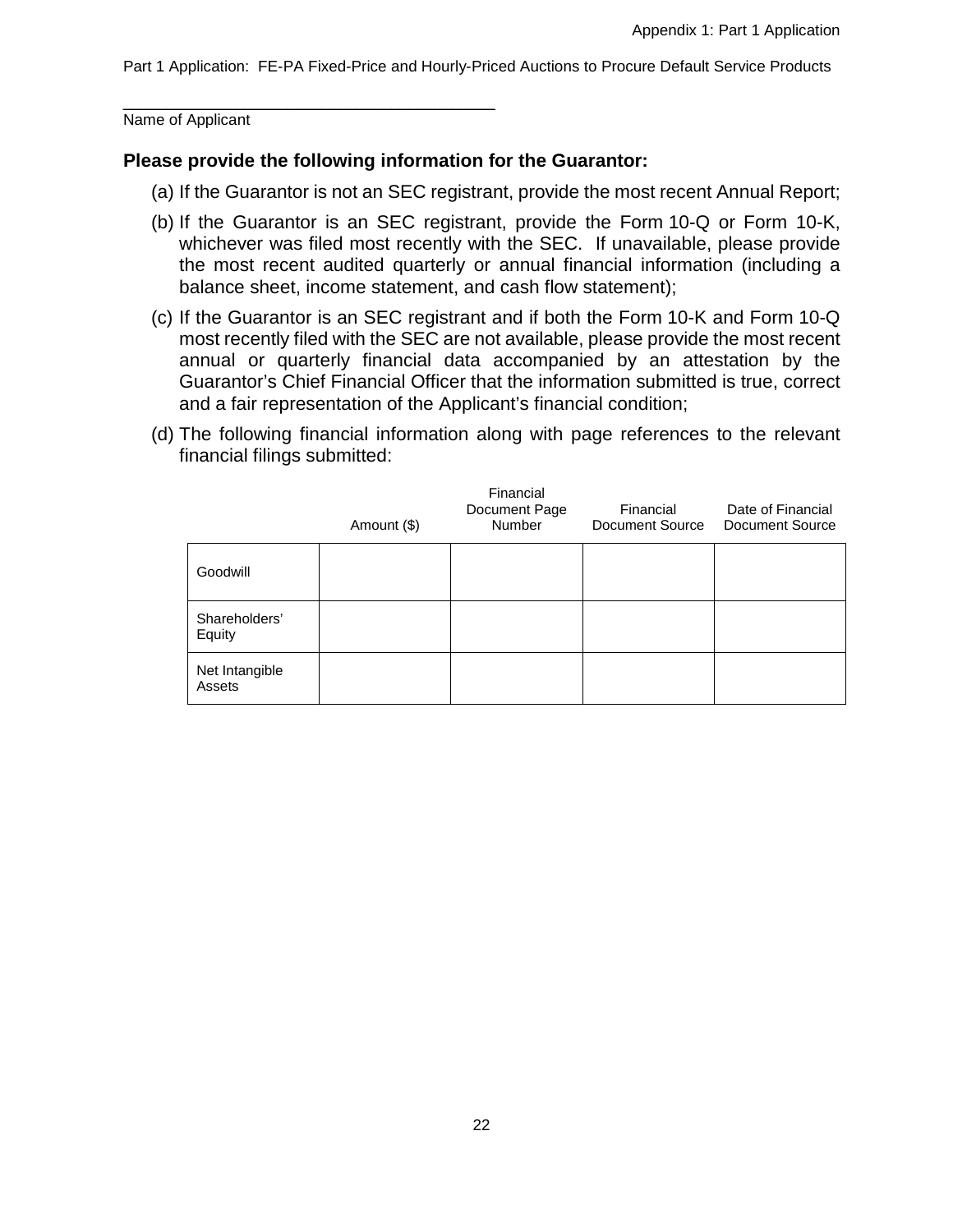Part 1 Application: FE-PA Fixed-Price and Hourly-Priced Auctions to Procure Default Service Products

________________________________________
Name of Applicant

**Please provide the following information for the Guarantor:**

(a) If the Guarantor is not an SEC registrant, provide the most recent Annual Report;

(b) If the Guarantor is an SEC registrant, provide the Form 10-Q or Form 10-K, whichever was filed most recently with the SEC. If unavailable, please provide the most recent audited quarterly or annual financial information (including a balance sheet, income statement, and cash flow statement);

(c) If the Guarantor is an SEC registrant and if both the Form 10-K and Form 10-Q most recently filed with the SEC are not available, please provide the most recent annual or quarterly financial data accompanied by an attestation by the Guarantor's Chief Financial Officer that the information submitted is true, correct and a fair representation of the Applicant's financial condition;

(d) The following financial information along with page references to the relevant financial filings submitted:

| | Amount ($) | Financial Document Page Number | Financial Document Source | Date of Financial Document Source |
|---|---|---|---|---|
| Goodwill | | | | |
| Shareholders' Equity | | | | |
| Net Intangible Assets | | | | |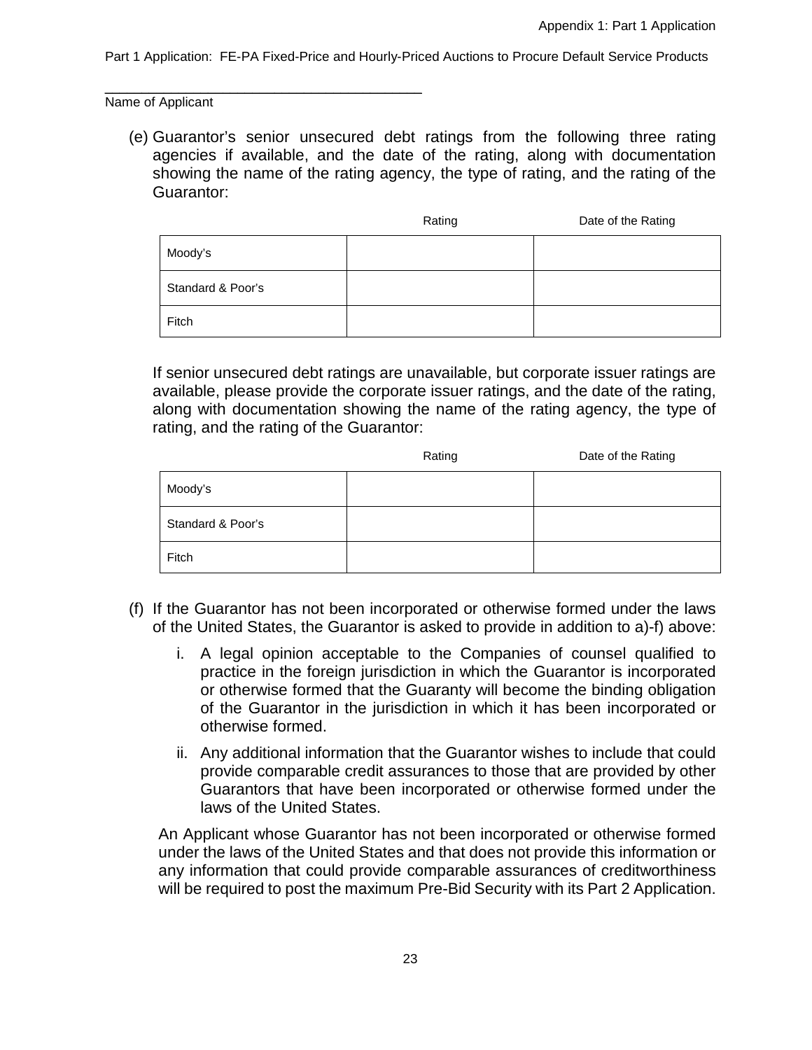Part 1 Application: FE-PA Fixed-Price and Hourly-Priced Auctions to Procure Default Service Products

\_\_\_\_\_\_\_\_\_\_\_\_\_\_\_\_\_\_\_\_\_\_\_\_\_\_\_\_\_\_\_\_\_\_\_\_\_\_\_\_

Name of Applicant

(e) Guarantor's senior unsecured debt ratings from the following three rating agencies if available, and the date of the rating, along with documentation showing the name of the rating agency, the type of rating, and the rating of the Guarantor:

| | Rating | Date of the Rating |
|---|---|---|
| Moody's | | |
| Standard & Poor's | | |
| Fitch | | |

If senior unsecured debt ratings are unavailable, but corporate issuer ratings are available, please provide the corporate issuer ratings, and the date of the rating, along with documentation showing the name of the rating agency, the type of rating, and the rating of the Guarantor:

| | Rating | Date of the Rating |
|---|---|---|
| Moody's | | |
| Standard & Poor's | | |
| Fitch | | |

(f) If the Guarantor has not been incorporated or otherwise formed under the laws of the United States, the Guarantor is asked to provide in addition to a)-f) above:

i. A legal opinion acceptable to the Companies of counsel qualified to practice in the foreign jurisdiction in which the Guarantor is incorporated or otherwise formed that the Guaranty will become the binding obligation of the Guarantor in the jurisdiction in which it has been incorporated or otherwise formed.

ii. Any additional information that the Guarantor wishes to include that could provide comparable credit assurances to those that are provided by other Guarantors that have been incorporated or otherwise formed under the laws of the United States.

An Applicant whose Guarantor has not been incorporated or otherwise formed under the laws of the United States and that does not provide this information or any information that could provide comparable assurances of creditworthiness will be required to post the maximum Pre-Bid Security with its Part 2 Application.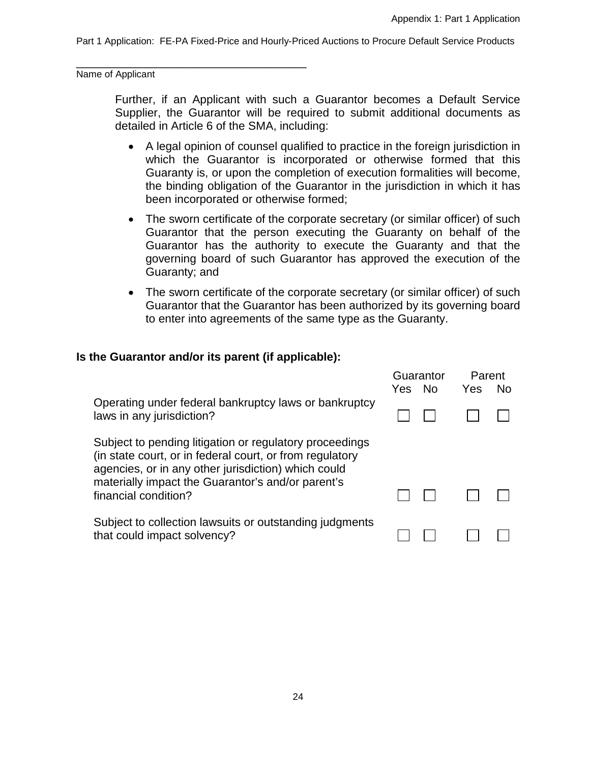_______________________________________
Name of Applicant

Further, if an Applicant with such a Guarantor becomes a Default Service Supplier, the Guarantor will be required to submit additional documents as detailed in Article 6 of the SMA, including:

- A legal opinion of counsel qualified to practice in the foreign jurisdiction in which the Guarantor is incorporated or otherwise formed that this Guaranty is, or upon the completion of execution formalities will become, the binding obligation of the Guarantor in the jurisdiction in which it has been incorporated or otherwise formed;
- The sworn certificate of the corporate secretary (or similar officer) of such Guarantor that the person executing the Guaranty on behalf of the Guarantor has the authority to execute the Guaranty and that the governing board of such Guarantor has approved the execution of the Guaranty; and
- The sworn certificate of the corporate secretary (or similar officer) of such Guarantor that the Guarantor has been authorized by its governing board to enter into agreements of the same type as the Guaranty.

**Is the Guarantor and/or its parent (if applicable):**

| | Guarantor | | Parent | |
|---|---|---|---|---|
| | Yes | No | Yes | No |
| Operating under federal bankruptcy laws or bankruptcy laws in any jurisdiction? | ☐ | ☐ | ☐ | ☐ |
| Subject to pending litigation or regulatory proceedings (in state court, or in federal court, or from regulatory agencies, or in any other jurisdiction) which could materially impact the Guarantor's and/or parent's financial condition? | ☐ | ☐ | ☐ | ☐ |
| Subject to collection lawsuits or outstanding judgments that could impact solvency? | ☐ | ☐ | ☐ | ☐ |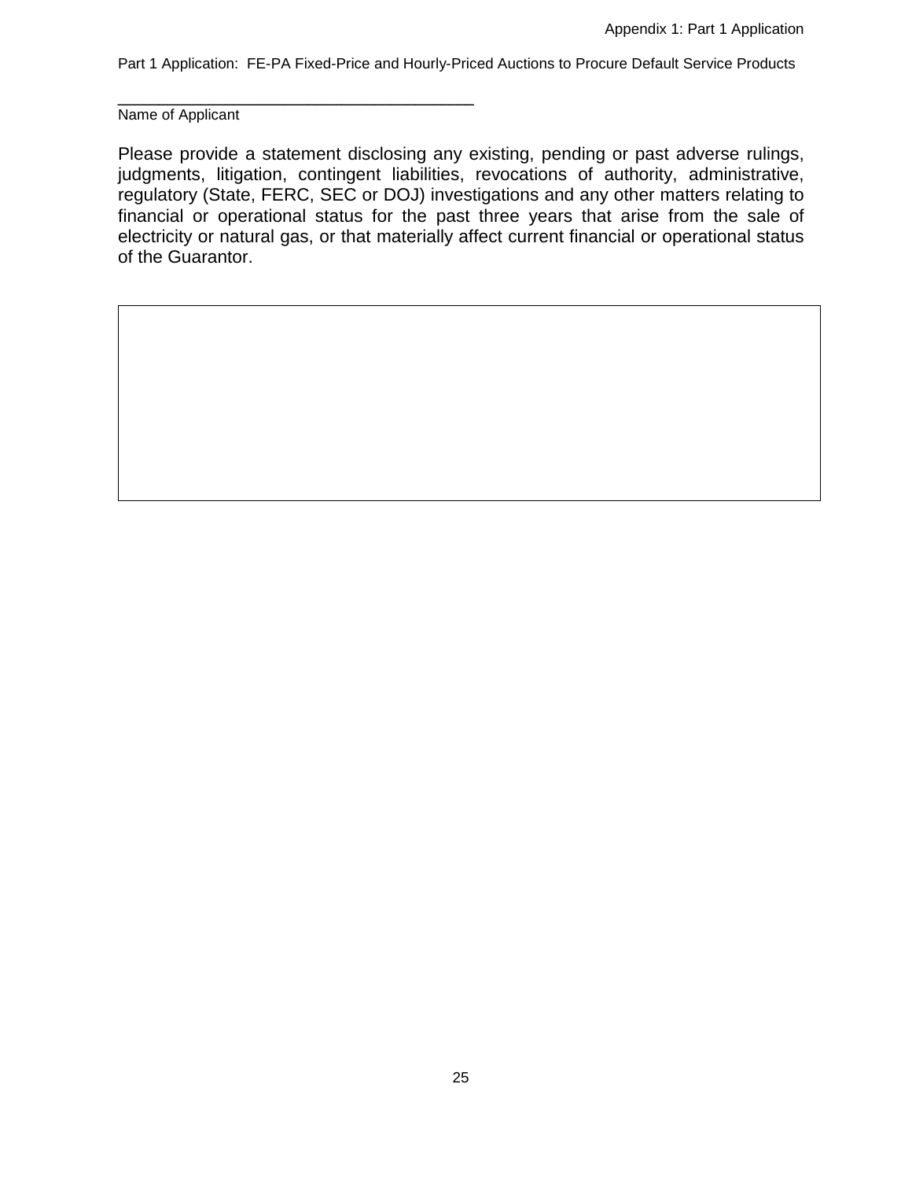Part 1 Application: FE-PA Fixed-Price and Hourly-Priced Auctions to Procure Default Service Products

\_\_\_\_\_\_\_\_\_\_\_\_\_\_\_\_\_\_\_\_\_\_\_\_\_\_\_\_\_\_\_\_\_\_\_\_\_\_\_\_

Name of Applicant

Please provide a statement disclosing any existing, pending or past adverse rulings, judgments, litigation, contingent liabilities, revocations of authority, administrative, regulatory (State, FERC, SEC or DOJ) investigations and any other matters relating to financial or operational status for the past three years that arise from the sale of electricity or natural gas, or that materially affect current financial or operational status of the Guarantor.

| |
|---|
| |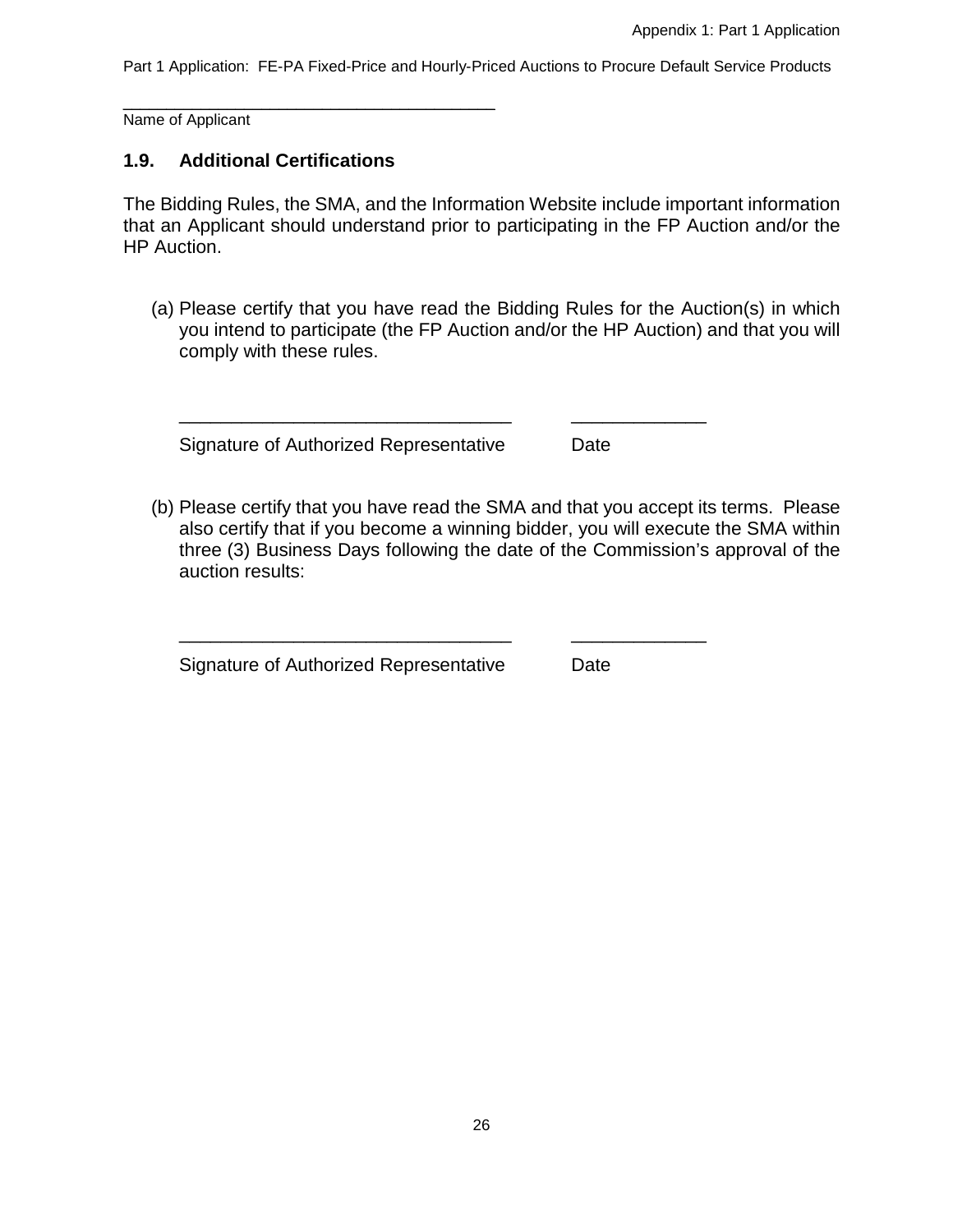______________________________________
Name of Applicant

### 1.9. Additional Certifications

The Bidding Rules, the SMA, and the Information Website include important information that an Applicant should understand prior to participating in the FP Auction and/or the HP Auction.

(a) Please certify that you have read the Bidding Rules for the Auction(s) in which you intend to participate (the FP Auction and/or the HP Auction) and that you will comply with these rules.

________________________________ _____________

Signature of Authorized Representative Date

(b) Please certify that you have read the SMA and that you accept its terms. Please also certify that if you become a winning bidder, you will execute the SMA within three (3) Business Days following the date of the Commission's approval of the auction results:

________________________________ _____________

Signature of Authorized Representative Date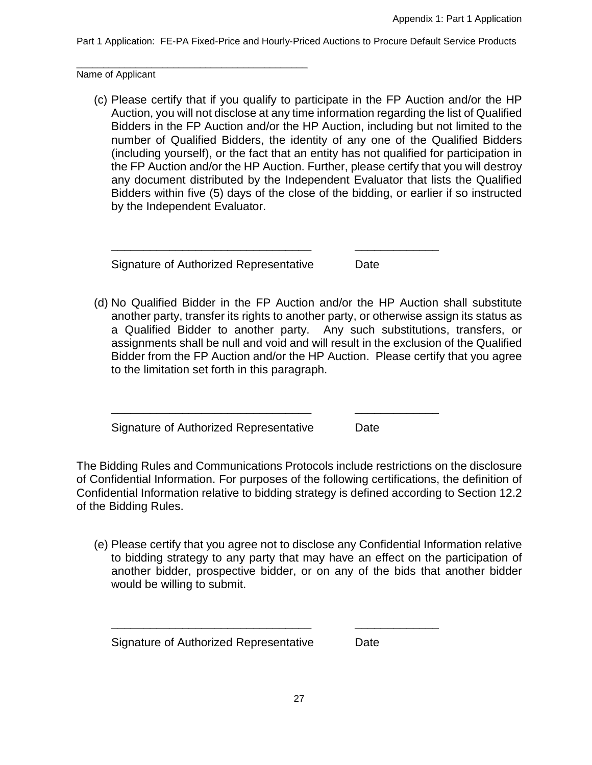\_\_\_\_\_\_\_\_\_\_\_\_\_\_\_\_\_\_\_\_\_\_\_\_\_\_\_\_\_\_\_\_\_\_\_\_\_\_\_\_

Name of Applicant

(c) Please certify that if you qualify to participate in the FP Auction and/or the HP Auction, you will not disclose at any time information regarding the list of Qualified Bidders in the FP Auction and/or the HP Auction, including but not limited to the number of Qualified Bidders, the identity of any one of the Qualified Bidders (including yourself), or the fact that an entity has not qualified for participation in the FP Auction and/or the HP Auction. Further, please certify that you will destroy any document distributed by the Independent Evaluator that lists the Qualified Bidders within five (5) days of the close of the bidding, or earlier if so instructed by the Independent Evaluator.

\_\_\_\_\_\_\_\_\_\_\_\_\_\_\_\_\_\_\_\_\_\_\_\_\_\_\_\_\_\_\_\_ \_\_\_\_\_\_\_\_\_\_\_\_\_\_

Signature of Authorized Representative Date

(d) No Qualified Bidder in the FP Auction and/or the HP Auction shall substitute another party, transfer its rights to another party, or otherwise assign its status as a Qualified Bidder to another party. Any such substitutions, transfers, or assignments shall be null and void and will result in the exclusion of the Qualified Bidder from the FP Auction and/or the HP Auction. Please certify that you agree to the limitation set forth in this paragraph.

\_\_\_\_\_\_\_\_\_\_\_\_\_\_\_\_\_\_\_\_\_\_\_\_\_\_\_\_\_\_\_\_ \_\_\_\_\_\_\_\_\_\_\_\_\_\_

Signature of Authorized Representative Date

The Bidding Rules and Communications Protocols include restrictions on the disclosure of Confidential Information. For purposes of the following certifications, the definition of Confidential Information relative to bidding strategy is defined according to Section 12.2 of the Bidding Rules.

(e) Please certify that you agree not to disclose any Confidential Information relative to bidding strategy to any party that may have an effect on the participation of another bidder, prospective bidder, or on any of the bids that another bidder would be willing to submit.

\_\_\_\_\_\_\_\_\_\_\_\_\_\_\_\_\_\_\_\_\_\_\_\_\_\_\_\_\_\_\_\_ \_\_\_\_\_\_\_\_\_\_\_\_\_\_

Signature of Authorized Representative Date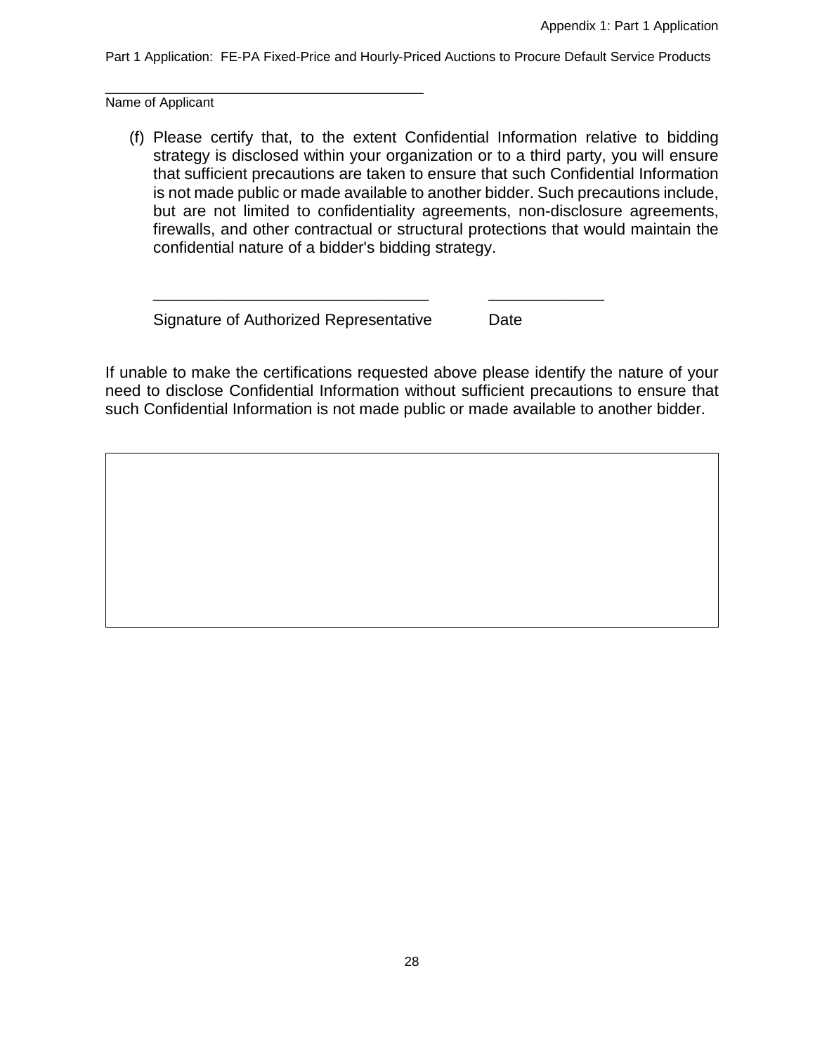Part 1 Application: FE-PA Fixed-Price and Hourly-Priced Auctions to Procure Default Service Products

\_\_\_\_\_\_\_\_\_\_\_\_\_\_\_\_\_\_\_\_\_\_\_\_\_\_\_\_\_\_\_\_\_\_\_\_\_\_

Name of Applicant

(f) Please certify that, to the extent Confidential Information relative to bidding strategy is disclosed within your organization or to a third party, you will ensure that sufficient precautions are taken to ensure that such Confidential Information is not made public or made available to another bidder. Such precautions include, but are not limited to confidentiality agreements, non-disclosure agreements, firewalls, and other contractual or structural protections that would maintain the confidential nature of a bidder's bidding strategy.

\_\_\_\_\_\_\_\_\_\_\_\_\_\_\_\_\_\_\_\_\_\_\_\_\_\_\_\_\_\_\_\_ \_\_\_\_\_\_\_\_\_\_\_\_\_

Signature of Authorized Representative Date

If unable to make the certifications requested above please identify the nature of your need to disclose Confidential Information without sufficient precautions to ensure that such Confidential Information is not made public or made available to another bidder.

| |
|---|
| |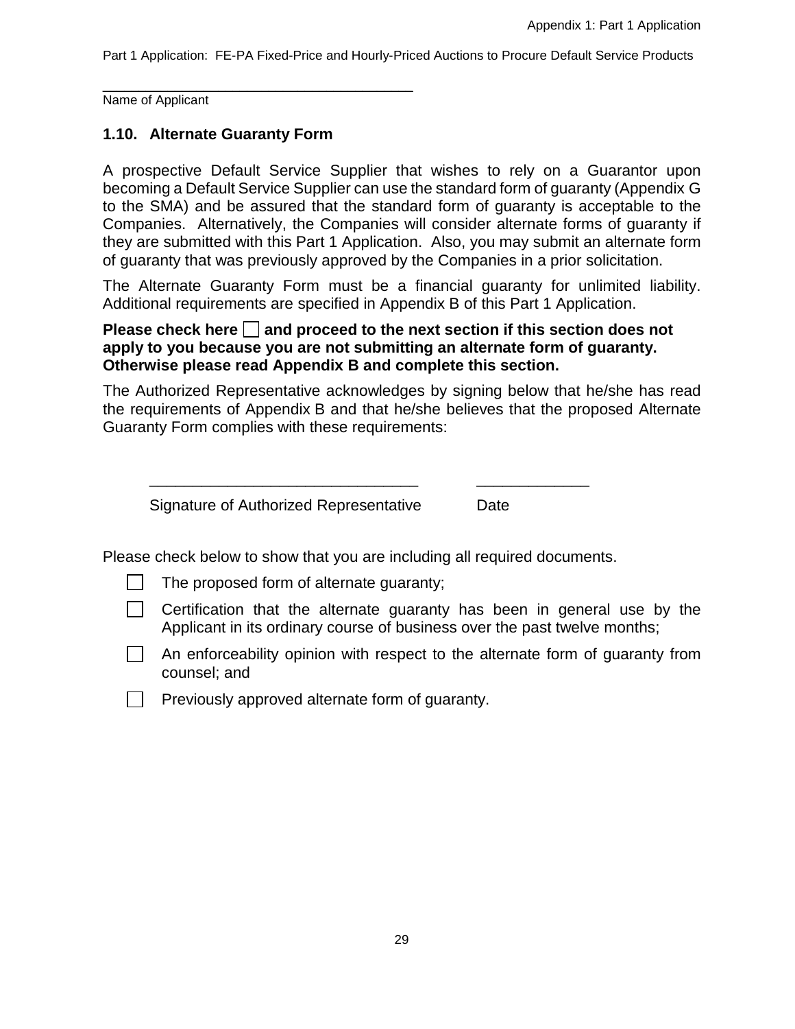Part 1 Application: FE-PA Fixed-Price and Hourly-Priced Auctions to Procure Default Service Products

______________________________________
Name of Applicant

## 1.10. Alternate Guaranty Form

A prospective Default Service Supplier that wishes to rely on a Guarantor upon becoming a Default Service Supplier can use the standard form of guaranty (Appendix G to the SMA) and be assured that the standard form of guaranty is acceptable to the Companies. Alternatively, the Companies will consider alternate forms of guaranty if they are submitted with this Part 1 Application. Also, you may submit an alternate form of guaranty that was previously approved by the Companies in a prior solicitation.

The Alternate Guaranty Form must be a financial guaranty for unlimited liability. Additional requirements are specified in Appendix B of this Part 1 Application.

**Please check here ☐ and proceed to the next section if this section does not apply to you because you are not submitting an alternate form of guaranty. Otherwise please read Appendix B and complete this section.**

The Authorized Representative acknowledges by signing below that he/she has read the requirements of Appendix B and that he/she believes that the proposed Alternate Guaranty Form complies with these requirements:

______________________________ ____________

Signature of Authorized Representative Date

Please check below to show that you are including all required documents.

- ☐ The proposed form of alternate guaranty;
- ☐ Certification that the alternate guaranty has been in general use by the Applicant in its ordinary course of business over the past twelve months;
- ☐ An enforceability opinion with respect to the alternate form of guaranty from counsel; and
- ☐ Previously approved alternate form of guaranty.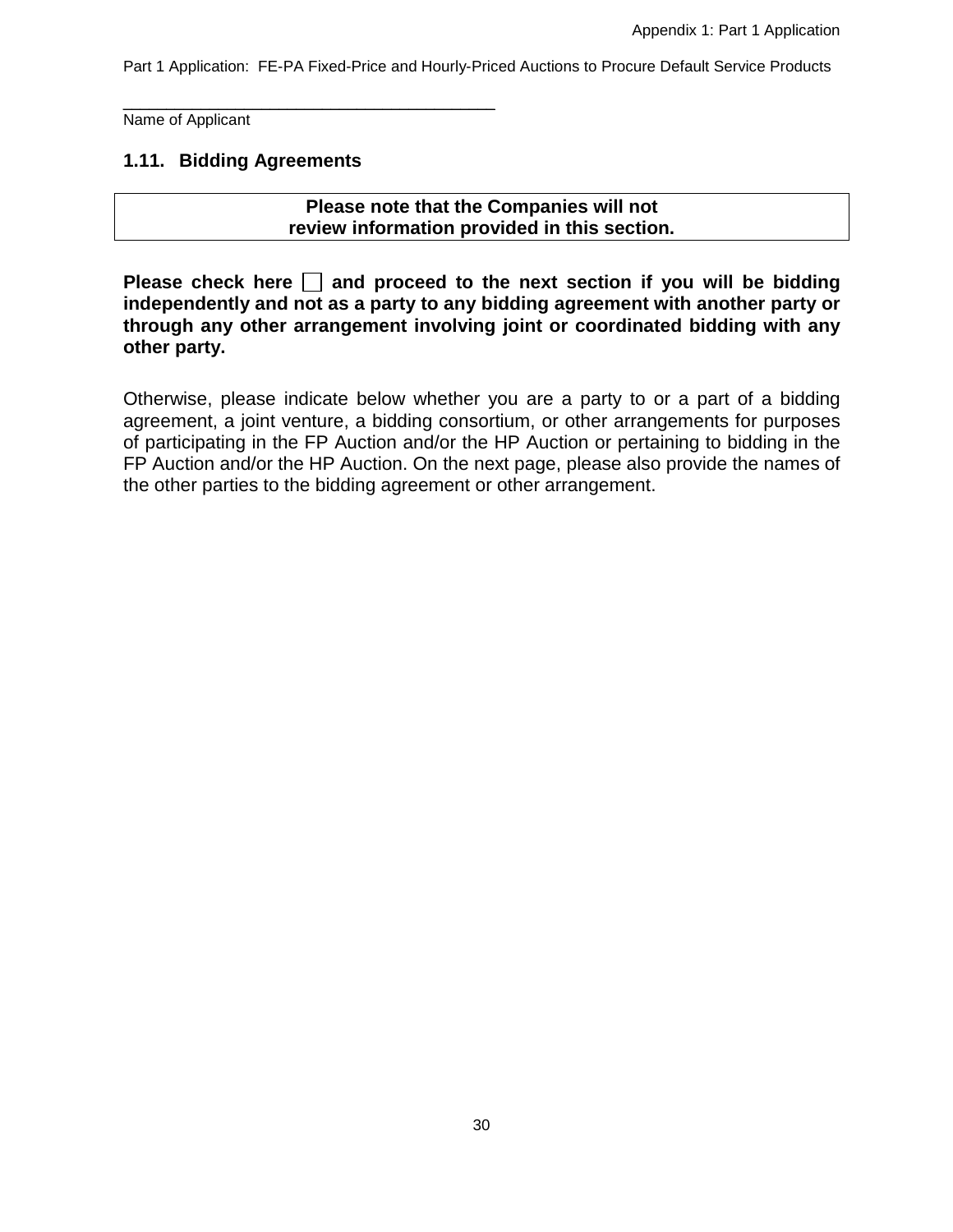\_\_\_\_\_\_\_\_\_\_\_\_\_\_\_\_\_\_\_\_\_\_\_\_\_\_\_\_\_\_\_\_\_\_\_\_\_\_\_\_

Name of Applicant

### 1.11. Bidding Agreements

| **Please note that the Companies will not review information provided in this section.** |
|---|

**Please check here ☐ and proceed to the next section if you will be bidding independently and not as a party to any bidding agreement with another party or through any other arrangement involving joint or coordinated bidding with any other party.**

Otherwise, please indicate below whether you are a party to or a part of a bidding agreement, a joint venture, a bidding consortium, or other arrangements for purposes of participating in the FP Auction and/or the HP Auction or pertaining to bidding in the FP Auction and/or the HP Auction. On the next page, please also provide the names of the other parties to the bidding agreement or other arrangement.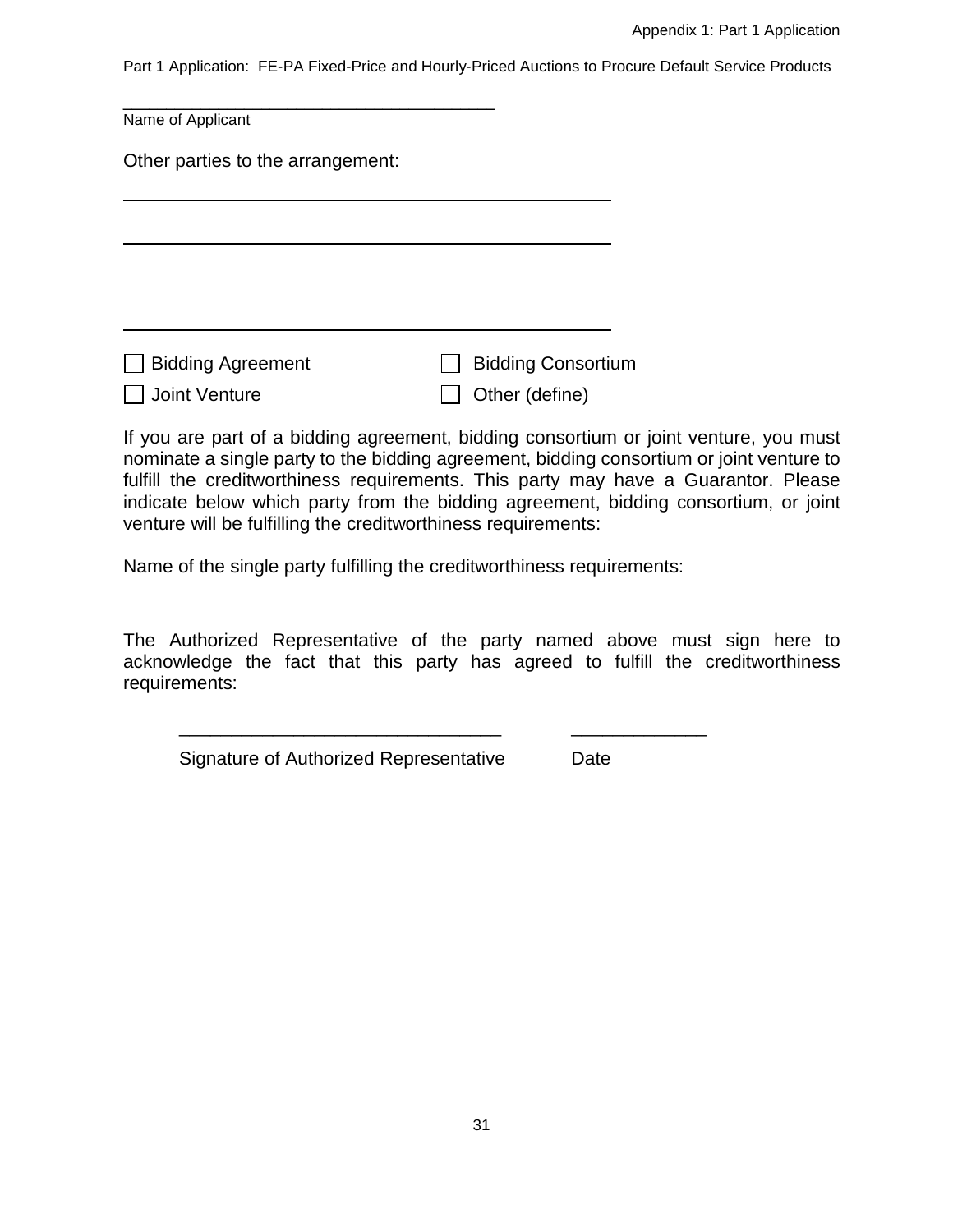Part 1 Application: FE-PA Fixed-Price and Hourly-Priced Auctions to Procure Default Service Products

\_\_\_\_\_\_\_\_\_\_\_\_\_\_\_\_\_\_\_\_\_\_\_\_\_\_\_\_\_\_\_\_\_\_\_\_\_\_
Name of Applicant

Other parties to the arrangement:

\_\_\_\_\_\_\_\_\_\_\_\_\_\_\_\_\_\_\_\_\_\_\_\_\_\_\_\_\_\_\_\_\_\_\_\_\_\_\_\_\_\_\_\_\_\_\_\_

\_\_\_\_\_\_\_\_\_\_\_\_\_\_\_\_\_\_\_\_\_\_\_\_\_\_\_\_\_\_\_\_\_\_\_\_\_\_\_\_\_\_\_\_\_\_\_\_

\_\_\_\_\_\_\_\_\_\_\_\_\_\_\_\_\_\_\_\_\_\_\_\_\_\_\_\_\_\_\_\_\_\_\_\_\_\_\_\_\_\_\_\_\_\_\_\_

\_\_\_\_\_\_\_\_\_\_\_\_\_\_\_\_\_\_\_\_\_\_\_\_\_\_\_\_\_\_\_\_\_\_\_\_\_\_\_\_\_\_\_\_\_\_\_\_

☐ Bidding Agreement ☐ Bidding Consortium

☐ Joint Venture ☐ Other (define)

If you are part of a bidding agreement, bidding consortium or joint venture, you must nominate a single party to the bidding agreement, bidding consortium or joint venture to fulfill the creditworthiness requirements. This party may have a Guarantor. Please indicate below which party from the bidding agreement, bidding consortium, or joint venture will be fulfilling the creditworthiness requirements:

Name of the single party fulfilling the creditworthiness requirements:

The Authorized Representative of the party named above must sign here to acknowledge the fact that this party has agreed to fulfill the creditworthiness requirements:

\_\_\_\_\_\_\_\_\_\_\_\_\_\_\_\_\_\_\_\_\_\_\_\_\_\_\_\_\_\_\_\_ \_\_\_\_\_\_\_\_\_\_\_\_\_
Signature of Authorized Representative Date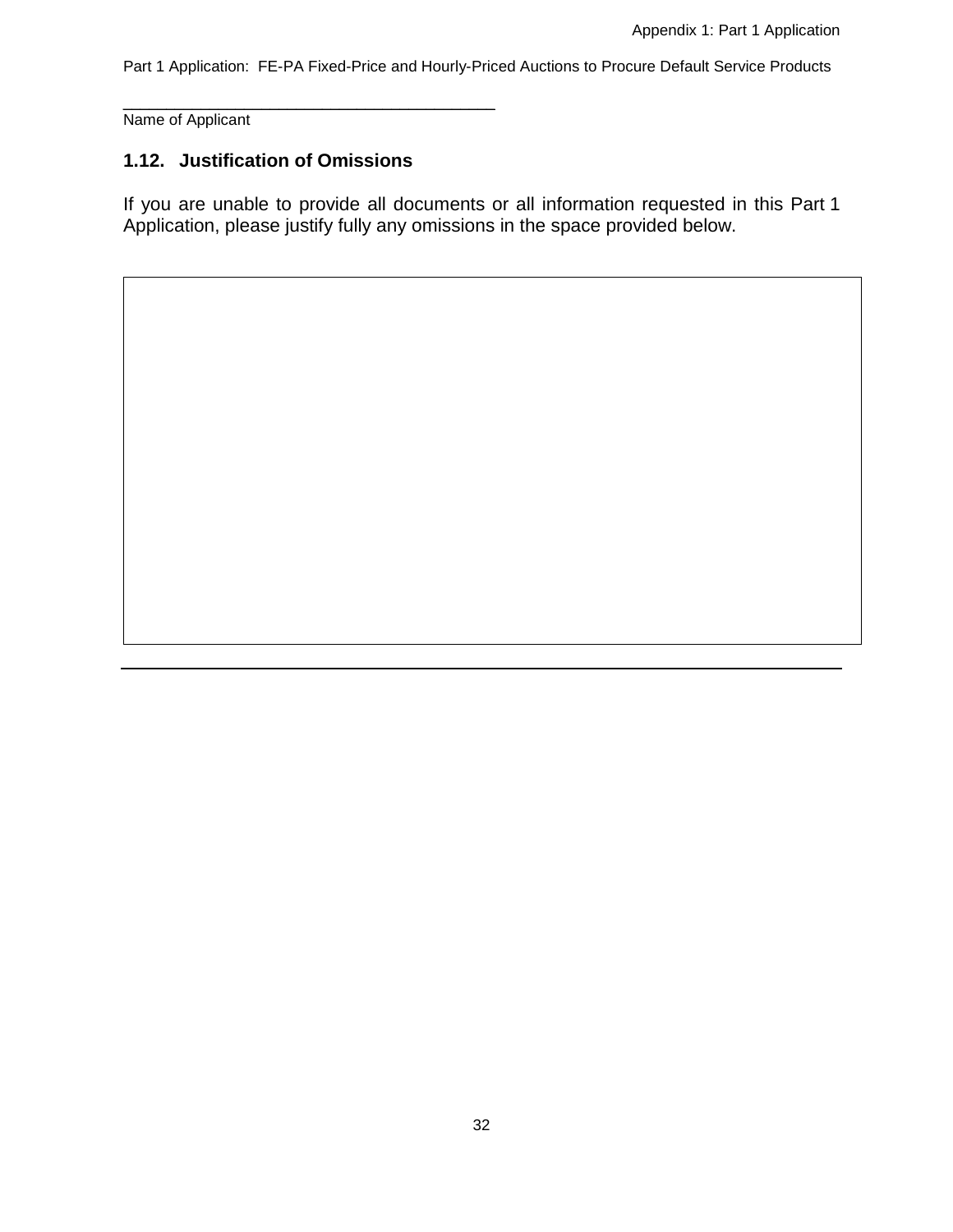Part 1 Application: FE-PA Fixed-Price and Hourly-Priced Auctions to Procure Default Service Products

\_\_\_\_\_\_\_\_\_\_\_\_\_\_\_\_\_\_\_\_\_\_\_\_\_\_\_\_\_\_\_\_\_\_\_\_\_\_\_\_

Name of Applicant

## 1.12. Justification of Omissions

If you are unable to provide all documents or all information requested in this Part 1 Application, please justify fully any omissions in the space provided below.

| |
|---|
| |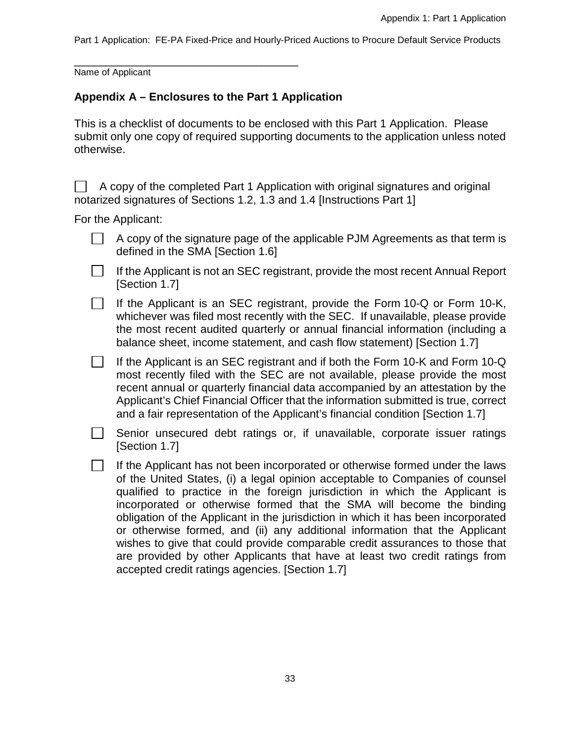\_\_\_\_\_\_\_\_\_\_\_\_\_\_\_\_\_\_\_\_\_\_\_\_\_\_\_\_\_\_\_\_\_\_\_\_\_\_\_\_
Name of Applicant

## Appendix A – Enclosures to the Part 1 Application

This is a checklist of documents to be enclosed with this Part 1 Application. Please submit only one copy of required supporting documents to the application unless noted otherwise.

☐ A copy of the completed Part 1 Application with original signatures and original notarized signatures of Sections 1.2, 1.3 and 1.4 [Instructions Part 1]

For the Applicant:

- ☐ A copy of the signature page of the applicable PJM Agreements as that term is defined in the SMA [Section 1.6]
- ☐ If the Applicant is not an SEC registrant, provide the most recent Annual Report [Section 1.7]
- ☐ If the Applicant is an SEC registrant, provide the Form 10-Q or Form 10-K, whichever was filed most recently with the SEC. If unavailable, please provide the most recent audited quarterly or annual financial information (including a balance sheet, income statement, and cash flow statement) [Section 1.7]
- ☐ If the Applicant is an SEC registrant and if both the Form 10-K and Form 10-Q most recently filed with the SEC are not available, please provide the most recent annual or quarterly financial data accompanied by an attestation by the Applicant's Chief Financial Officer that the information submitted is true, correct and a fair representation of the Applicant's financial condition [Section 1.7]
- ☐ Senior unsecured debt ratings or, if unavailable, corporate issuer ratings [Section 1.7]
- ☐ If the Applicant has not been incorporated or otherwise formed under the laws of the United States, (i) a legal opinion acceptable to Companies of counsel qualified to practice in the foreign jurisdiction in which the Applicant is incorporated or otherwise formed that the SMA will become the binding obligation of the Applicant in the jurisdiction in which it has been incorporated or otherwise formed, and (ii) any additional information that the Applicant wishes to give that could provide comparable credit assurances to those that are provided by other Applicants that have at least two credit ratings from accepted credit ratings agencies. [Section 1.7]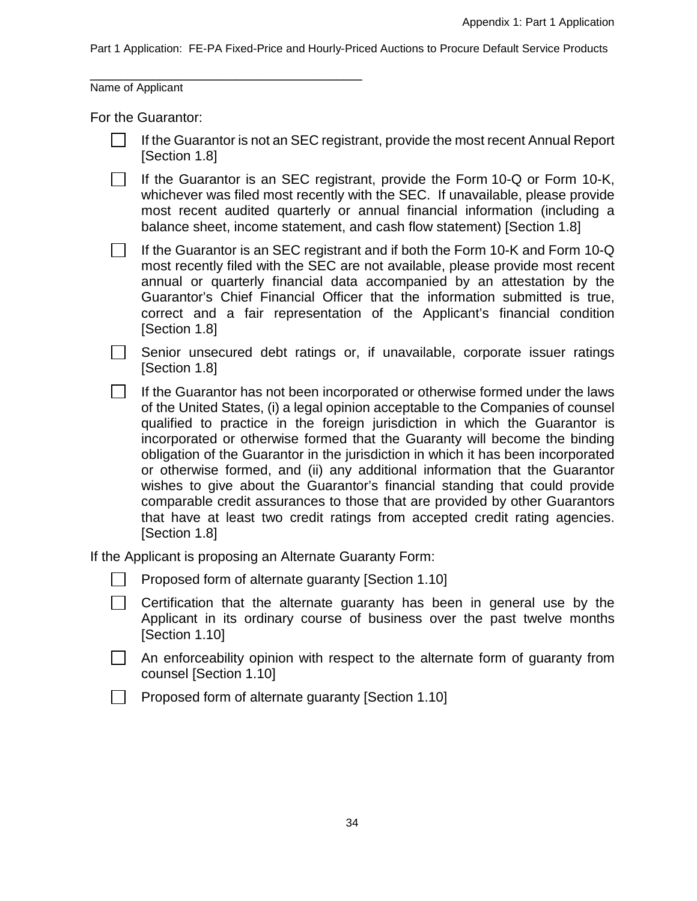Part 1 Application: FE-PA Fixed-Price and Hourly-Priced Auctions to Procure Default Service Products

\_\_\_\_\_\_\_\_\_\_\_\_\_\_\_\_\_\_\_\_\_\_\_\_\_\_\_\_\_\_\_\_\_\_\_\_\_\_

Name of Applicant

For the Guarantor:

- ☐ If the Guarantor is not an SEC registrant, provide the most recent Annual Report [Section 1.8]
- ☐ If the Guarantor is an SEC registrant, provide the Form 10-Q or Form 10-K, whichever was filed most recently with the SEC. If unavailable, please provide most recent audited quarterly or annual financial information (including a balance sheet, income statement, and cash flow statement) [Section 1.8]
- ☐ If the Guarantor is an SEC registrant and if both the Form 10-K and Form 10-Q most recently filed with the SEC are not available, please provide most recent annual or quarterly financial data accompanied by an attestation by the Guarantor's Chief Financial Officer that the information submitted is true, correct and a fair representation of the Applicant's financial condition [Section 1.8]
- ☐ Senior unsecured debt ratings or, if unavailable, corporate issuer ratings [Section 1.8]
- ☐ If the Guarantor has not been incorporated or otherwise formed under the laws of the United States, (i) a legal opinion acceptable to the Companies of counsel qualified to practice in the foreign jurisdiction in which the Guarantor is incorporated or otherwise formed that the Guaranty will become the binding obligation of the Guarantor in the jurisdiction in which it has been incorporated or otherwise formed, and (ii) any additional information that the Guarantor wishes to give about the Guarantor's financial standing that could provide comparable credit assurances to those that are provided by other Guarantors that have at least two credit ratings from accepted credit rating agencies. [Section 1.8]

If the Applicant is proposing an Alternate Guaranty Form:

- ☐ Proposed form of alternate guaranty [Section 1.10]
- ☐ Certification that the alternate guaranty has been in general use by the Applicant in its ordinary course of business over the past twelve months [Section 1.10]
- ☐ An enforceability opinion with respect to the alternate form of guaranty from counsel [Section 1.10]
- ☐ Proposed form of alternate guaranty [Section 1.10]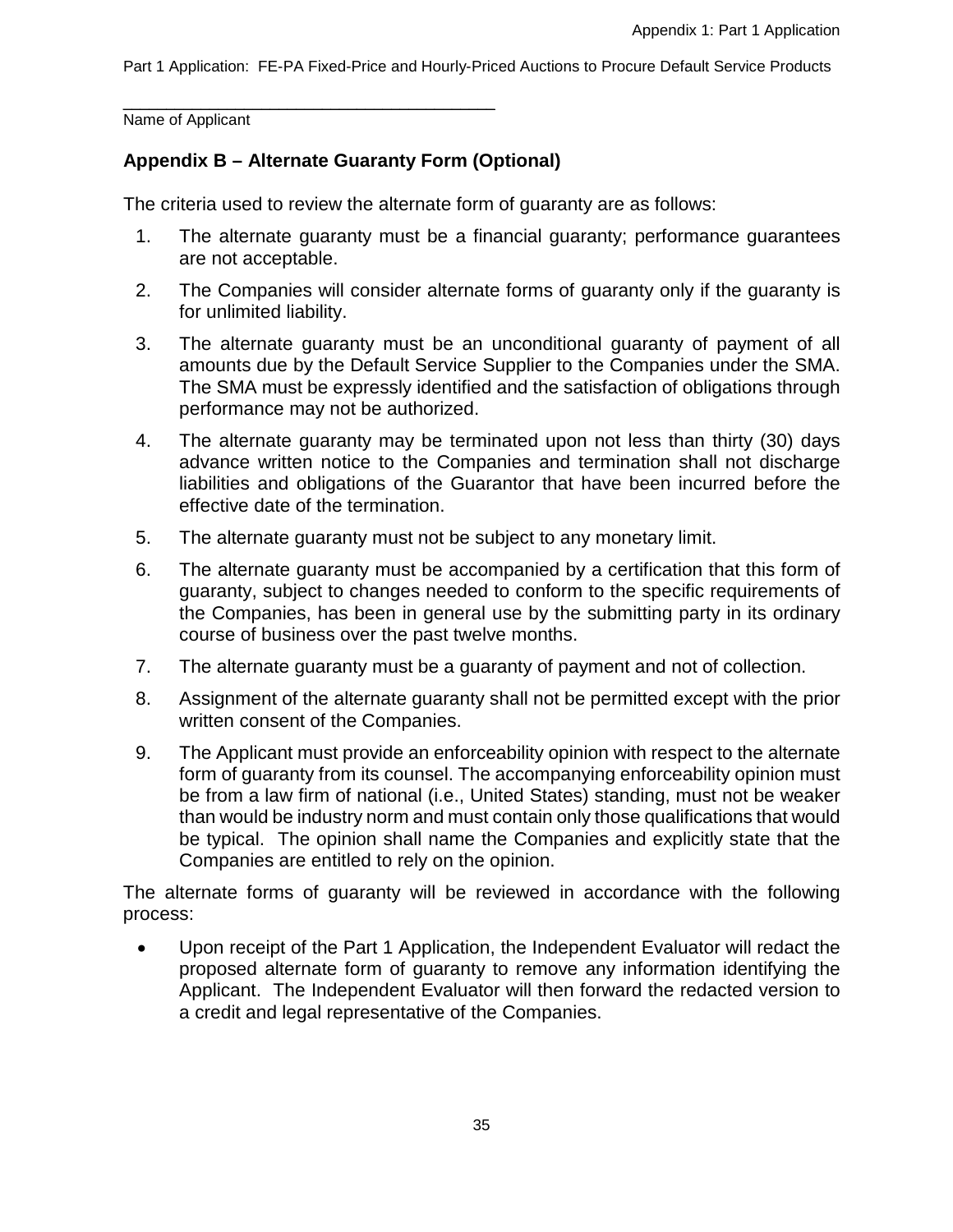\_\_\_\_\_\_\_\_\_\_\_\_\_\_\_\_\_\_\_\_\_\_\_\_\_\_\_\_\_\_\_\_\_\_\_\_\_\_\_\_

Name of Applicant

## Appendix B – Alternate Guaranty Form (Optional)

The criteria used to review the alternate form of guaranty are as follows:

1. The alternate guaranty must be a financial guaranty; performance guarantees are not acceptable.
2. The Companies will consider alternate forms of guaranty only if the guaranty is for unlimited liability.
3. The alternate guaranty must be an unconditional guaranty of payment of all amounts due by the Default Service Supplier to the Companies under the SMA. The SMA must be expressly identified and the satisfaction of obligations through performance may not be authorized.
4. The alternate guaranty may be terminated upon not less than thirty (30) days advance written notice to the Companies and termination shall not discharge liabilities and obligations of the Guarantor that have been incurred before the effective date of the termination.
5. The alternate guaranty must not be subject to any monetary limit.
6. The alternate guaranty must be accompanied by a certification that this form of guaranty, subject to changes needed to conform to the specific requirements of the Companies, has been in general use by the submitting party in its ordinary course of business over the past twelve months.
7. The alternate guaranty must be a guaranty of payment and not of collection.
8. Assignment of the alternate guaranty shall not be permitted except with the prior written consent of the Companies.
9. The Applicant must provide an enforceability opinion with respect to the alternate form of guaranty from its counsel. The accompanying enforceability opinion must be from a law firm of national (i.e., United States) standing, must not be weaker than would be industry norm and must contain only those qualifications that would be typical. The opinion shall name the Companies and explicitly state that the Companies are entitled to rely on the opinion.

The alternate forms of guaranty will be reviewed in accordance with the following process:

- Upon receipt of the Part 1 Application, the Independent Evaluator will redact the proposed alternate form of guaranty to remove any information identifying the Applicant. The Independent Evaluator will then forward the redacted version to a credit and legal representative of the Companies.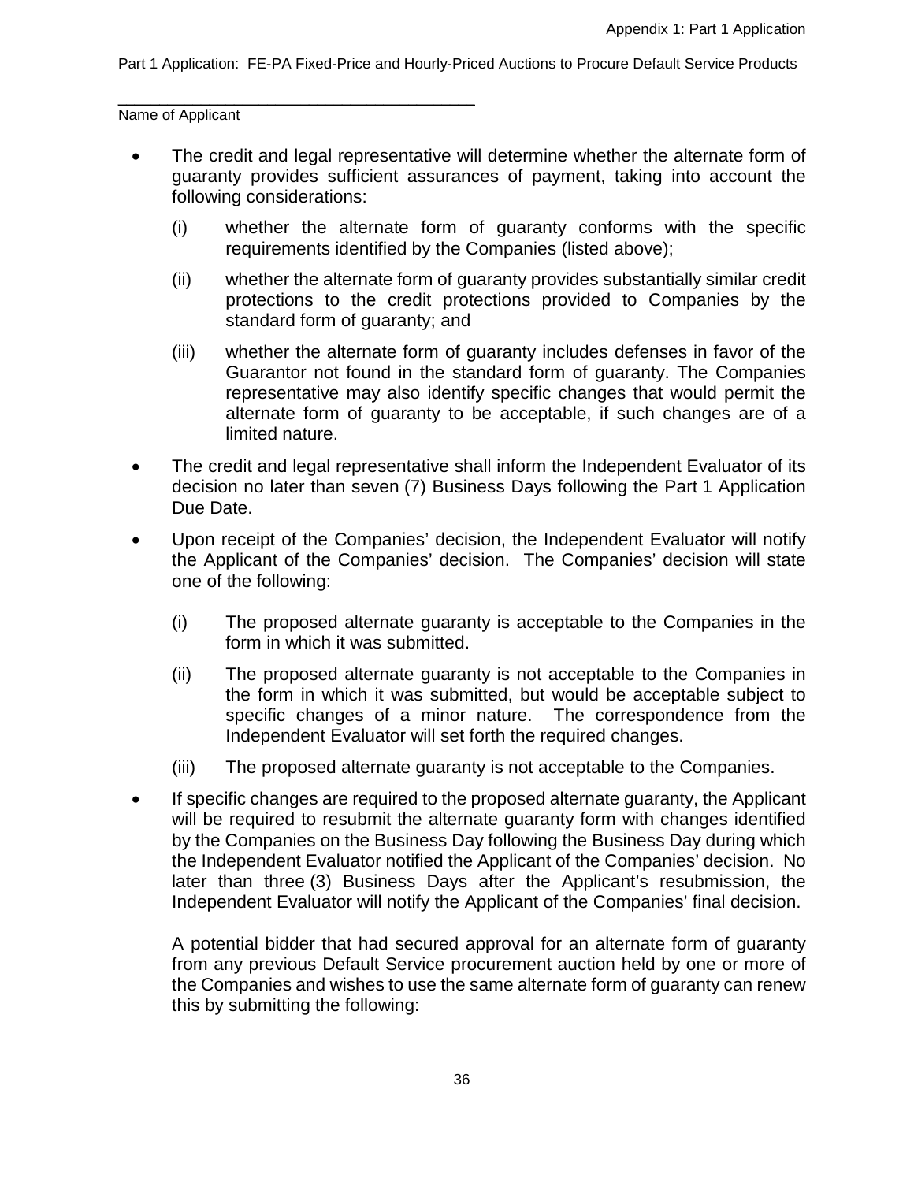______________________________________
Name of Applicant

- The credit and legal representative will determine whether the alternate form of guaranty provides sufficient assurances of payment, taking into account the following considerations:

  (i) whether the alternate form of guaranty conforms with the specific requirements identified by the Companies (listed above);

  (ii) whether the alternate form of guaranty provides substantially similar credit protections to the credit protections provided to Companies by the standard form of guaranty; and

  (iii) whether the alternate form of guaranty includes defenses in favor of the Guarantor not found in the standard form of guaranty. The Companies representative may also identify specific changes that would permit the alternate form of guaranty to be acceptable, if such changes are of a limited nature.

- The credit and legal representative shall inform the Independent Evaluator of its decision no later than seven (7) Business Days following the Part 1 Application Due Date.

- Upon receipt of the Companies' decision, the Independent Evaluator will notify the Applicant of the Companies' decision. The Companies' decision will state one of the following:

  (i) The proposed alternate guaranty is acceptable to the Companies in the form in which it was submitted.

  (ii) The proposed alternate guaranty is not acceptable to the Companies in the form in which it was submitted, but would be acceptable subject to specific changes of a minor nature. The correspondence from the Independent Evaluator will set forth the required changes.

  (iii) The proposed alternate guaranty is not acceptable to the Companies.

- If specific changes are required to the proposed alternate guaranty, the Applicant will be required to resubmit the alternate guaranty form with changes identified by the Companies on the Business Day following the Business Day during which the Independent Evaluator notified the Applicant of the Companies' decision. No later than three (3) Business Days after the Applicant's resubmission, the Independent Evaluator will notify the Applicant of the Companies' final decision.

  A potential bidder that had secured approval for an alternate form of guaranty from any previous Default Service procurement auction held by one or more of the Companies and wishes to use the same alternate form of guaranty can renew this by submitting the following: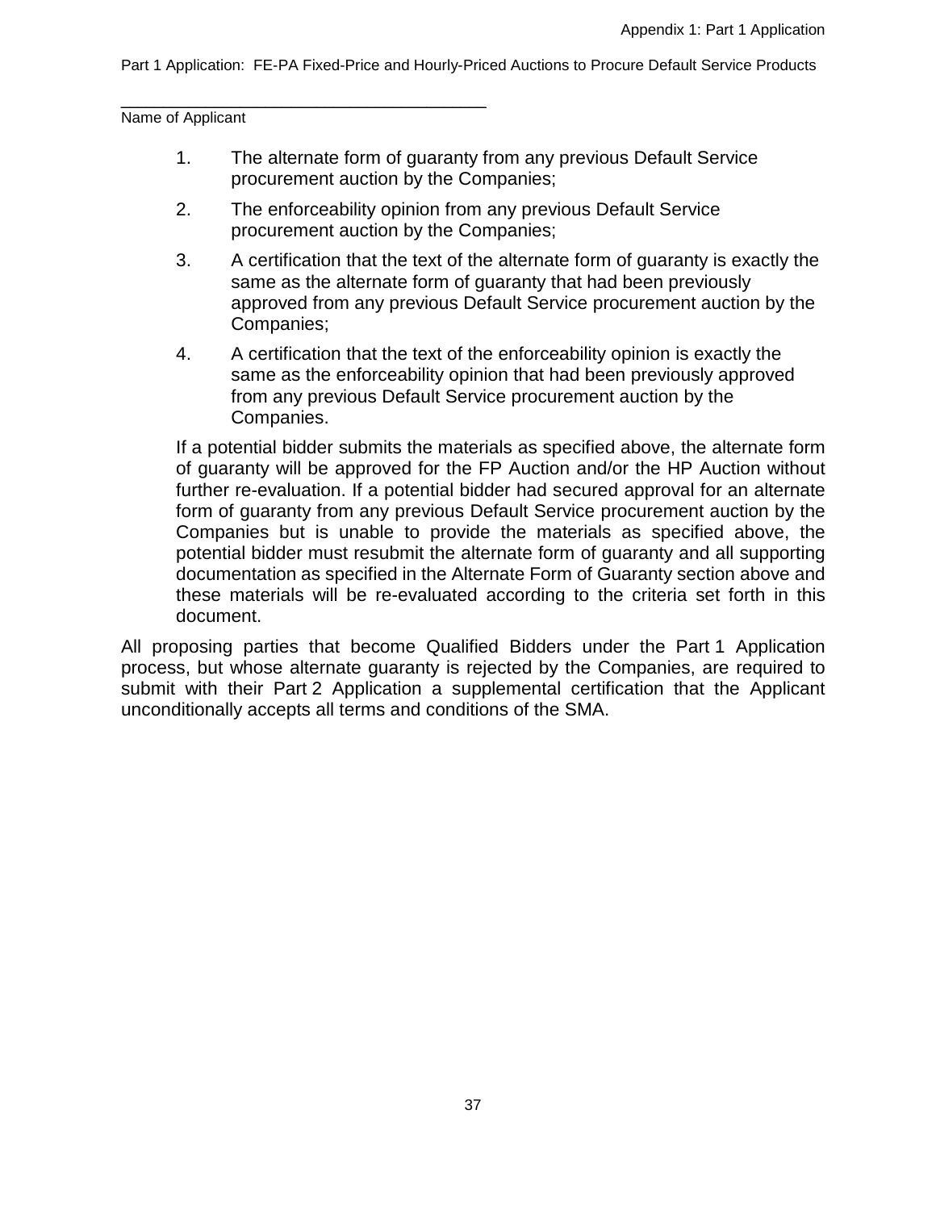Part 1 Application: FE-PA Fixed-Price and Hourly-Priced Auctions to Procure Default Service Products

_______________________________________
Name of Applicant

1. The alternate form of guaranty from any previous Default Service procurement auction by the Companies;
2. The enforceability opinion from any previous Default Service procurement auction by the Companies;
3. A certification that the text of the alternate form of guaranty is exactly the same as the alternate form of guaranty that had been previously approved from any previous Default Service procurement auction by the Companies;
4. A certification that the text of the enforceability opinion is exactly the same as the enforceability opinion that had been previously approved from any previous Default Service procurement auction by the Companies.

If a potential bidder submits the materials as specified above, the alternate form of guaranty will be approved for the FP Auction and/or the HP Auction without further re-evaluation. If a potential bidder had secured approval for an alternate form of guaranty from any previous Default Service procurement auction by the Companies but is unable to provide the materials as specified above, the potential bidder must resubmit the alternate form of guaranty and all supporting documentation as specified in the Alternate Form of Guaranty section above and these materials will be re-evaluated according to the criteria set forth in this document.

All proposing parties that become Qualified Bidders under the Part 1 Application process, but whose alternate guaranty is rejected by the Companies, are required to submit with their Part 2 Application a supplemental certification that the Applicant unconditionally accepts all terms and conditions of the SMA.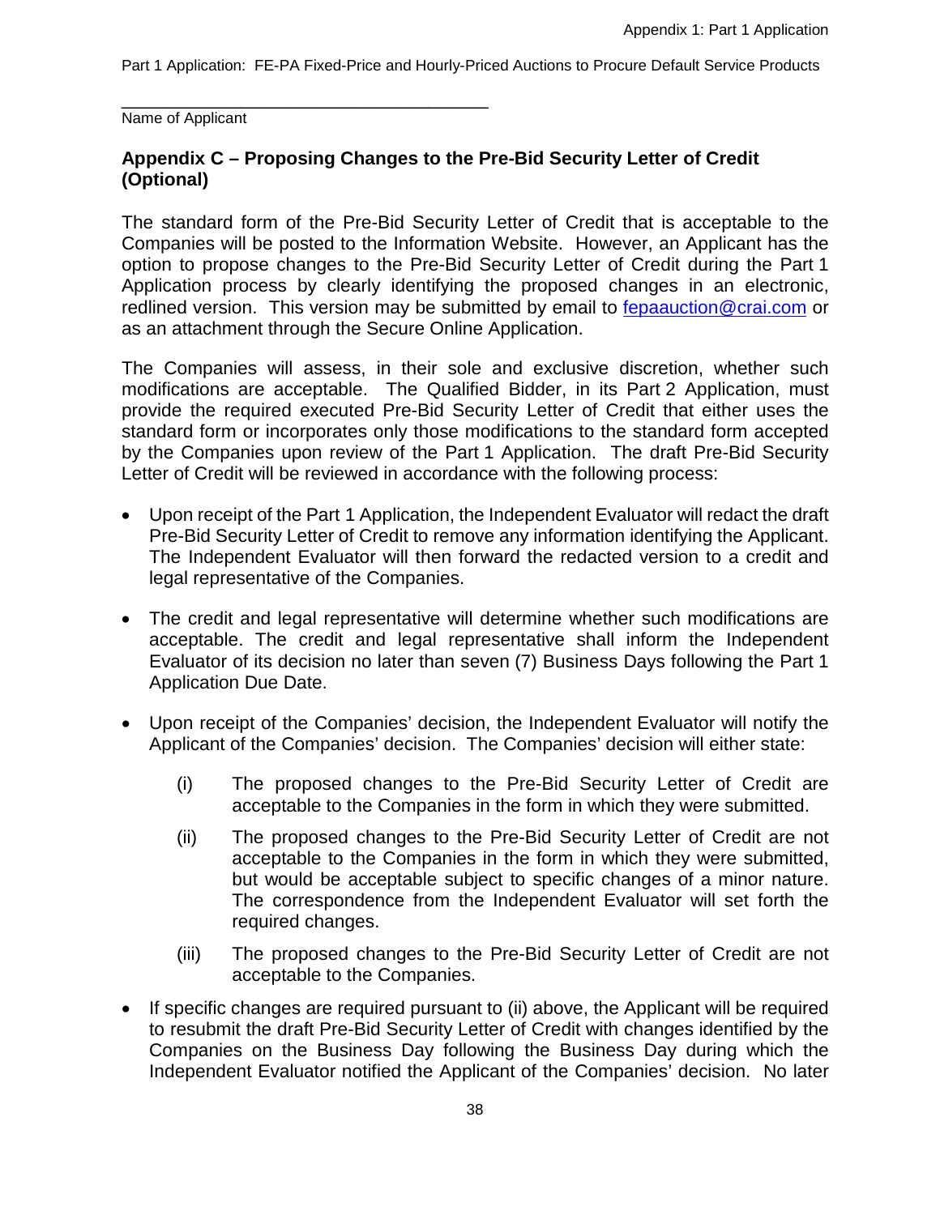_______________________________________

Name of Applicant

**Appendix C – Proposing Changes to the Pre-Bid Security Letter of Credit (Optional)**

The standard form of the Pre-Bid Security Letter of Credit that is acceptable to the Companies will be posted to the Information Website. However, an Applicant has the option to propose changes to the Pre-Bid Security Letter of Credit during the Part 1 Application process by clearly identifying the proposed changes in an electronic, redlined version. This version may be submitted by email to fepaauction@crai.com or as an attachment through the Secure Online Application.

The Companies will assess, in their sole and exclusive discretion, whether such modifications are acceptable. The Qualified Bidder, in its Part 2 Application, must provide the required executed Pre-Bid Security Letter of Credit that either uses the standard form or incorporates only those modifications to the standard form accepted by the Companies upon review of the Part 1 Application. The draft Pre-Bid Security Letter of Credit will be reviewed in accordance with the following process:

- Upon receipt of the Part 1 Application, the Independent Evaluator will redact the draft Pre-Bid Security Letter of Credit to remove any information identifying the Applicant. The Independent Evaluator will then forward the redacted version to a credit and legal representative of the Companies.

- The credit and legal representative will determine whether such modifications are acceptable. The credit and legal representative shall inform the Independent Evaluator of its decision no later than seven (7) Business Days following the Part 1 Application Due Date.

- Upon receipt of the Companies' decision, the Independent Evaluator will notify the Applicant of the Companies' decision. The Companies' decision will either state:

  (i) The proposed changes to the Pre-Bid Security Letter of Credit are acceptable to the Companies in the form in which they were submitted.

  (ii) The proposed changes to the Pre-Bid Security Letter of Credit are not acceptable to the Companies in the form in which they were submitted, but would be acceptable subject to specific changes of a minor nature. The correspondence from the Independent Evaluator will set forth the required changes.

  (iii) The proposed changes to the Pre-Bid Security Letter of Credit are not acceptable to the Companies.

- If specific changes are required pursuant to (ii) above, the Applicant will be required to resubmit the draft Pre-Bid Security Letter of Credit with changes identified by the Companies on the Business Day following the Business Day during which the Independent Evaluator notified the Applicant of the Companies' decision. No later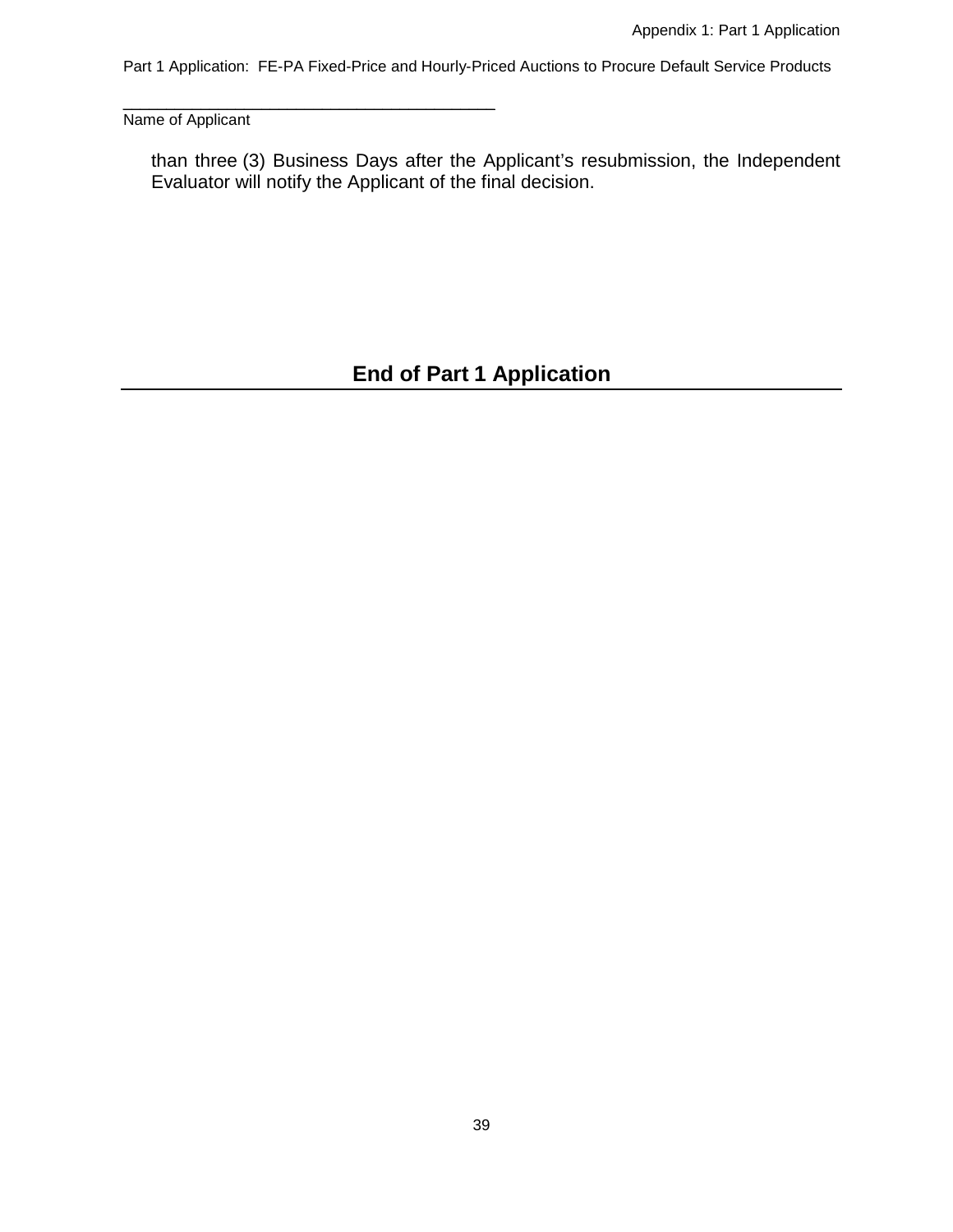Name of Applicant

than three (3) Business Days after the Applicant's resubmission, the Independent Evaluator will notify the Applicant of the final decision.

## End of Part 1 Application